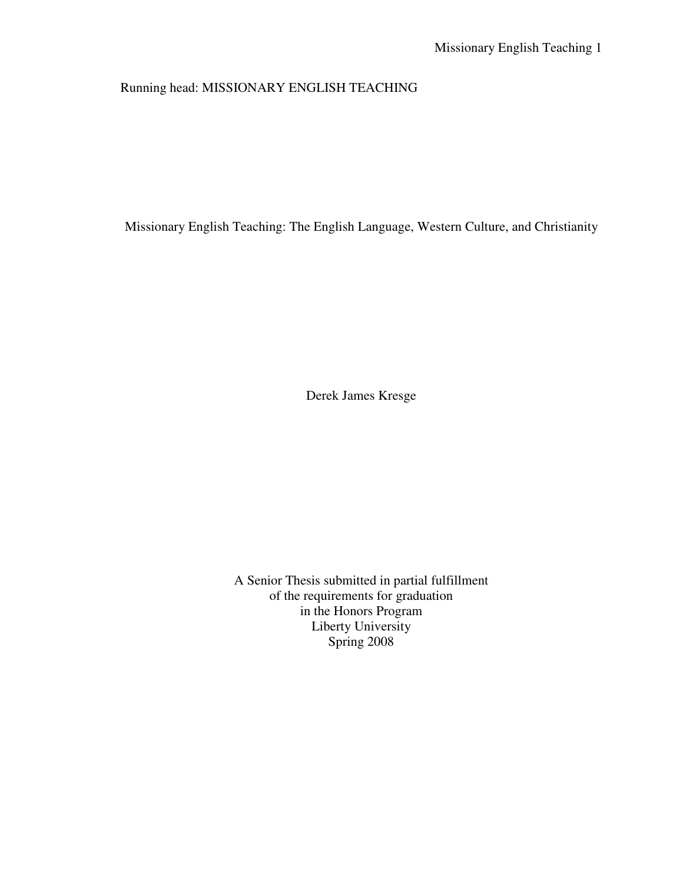Running head: MISSIONARY ENGLISH TEACHING

# Missionary English Teaching: The English Language, Western Culture, and Christianity

Derek James Kresge

A Senior Thesis submitted in partial fulfillment
of the requirements for graduation
in the Honors Program
Liberty University
Spring 2008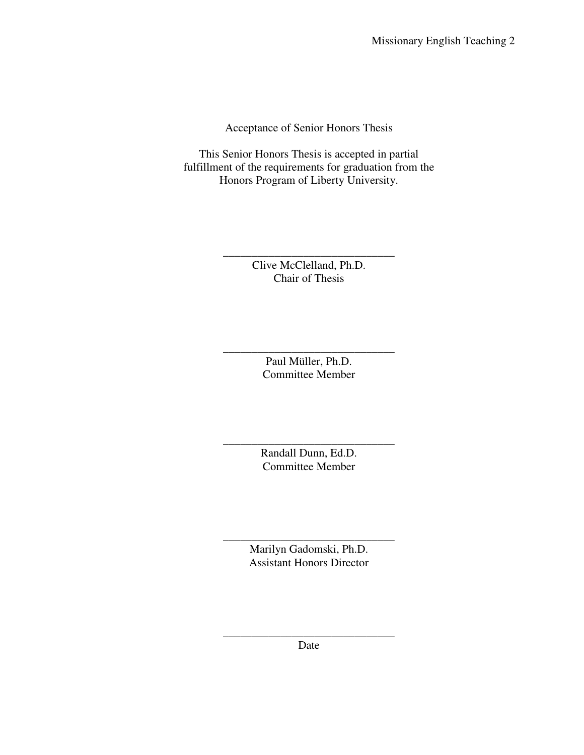Acceptance of Senior Honors Thesis

This Senior Honors Thesis is accepted in partial fulfillment of the requirements for graduation from the Honors Program of Liberty University.

______________________________
Clive McClelland, Ph.D.
Chair of Thesis

______________________________
Paul Müller, Ph.D.
Committee Member

______________________________
Randall Dunn, Ed.D.
Committee Member

______________________________
Marilyn Gadomski, Ph.D.
Assistant Honors Director

______________________________
Date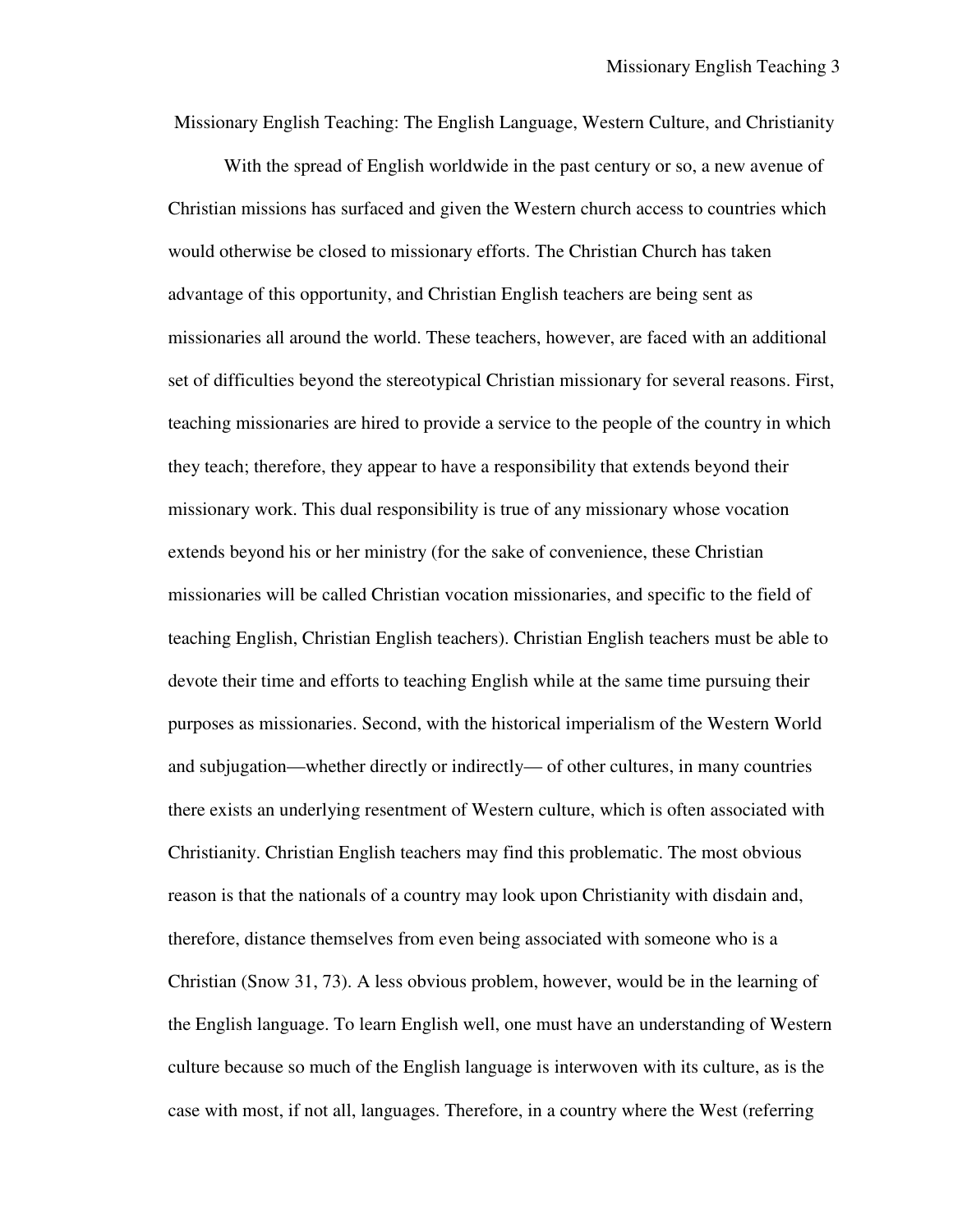# Missionary English Teaching: The English Language, Western Culture, and Christianity

With the spread of English worldwide in the past century or so, a new avenue of Christian missions has surfaced and given the Western church access to countries which would otherwise be closed to missionary efforts. The Christian Church has taken advantage of this opportunity, and Christian English teachers are being sent as missionaries all around the world. These teachers, however, are faced with an additional set of difficulties beyond the stereotypical Christian missionary for several reasons. First, teaching missionaries are hired to provide a service to the people of the country in which they teach; therefore, they appear to have a responsibility that extends beyond their missionary work. This dual responsibility is true of any missionary whose vocation extends beyond his or her ministry (for the sake of convenience, these Christian missionaries will be called Christian vocation missionaries, and specific to the field of teaching English, Christian English teachers). Christian English teachers must be able to devote their time and efforts to teaching English while at the same time pursuing their purposes as missionaries. Second, with the historical imperialism of the Western World and subjugation—whether directly or indirectly— of other cultures, in many countries there exists an underlying resentment of Western culture, which is often associated with Christianity. Christian English teachers may find this problematic. The most obvious reason is that the nationals of a country may look upon Christianity with disdain and, therefore, distance themselves from even being associated with someone who is a Christian (Snow 31, 73). A less obvious problem, however, would be in the learning of the English language. To learn English well, one must have an understanding of Western culture because so much of the English language is interwoven with its culture, as is the case with most, if not all, languages. Therefore, in a country where the West (referring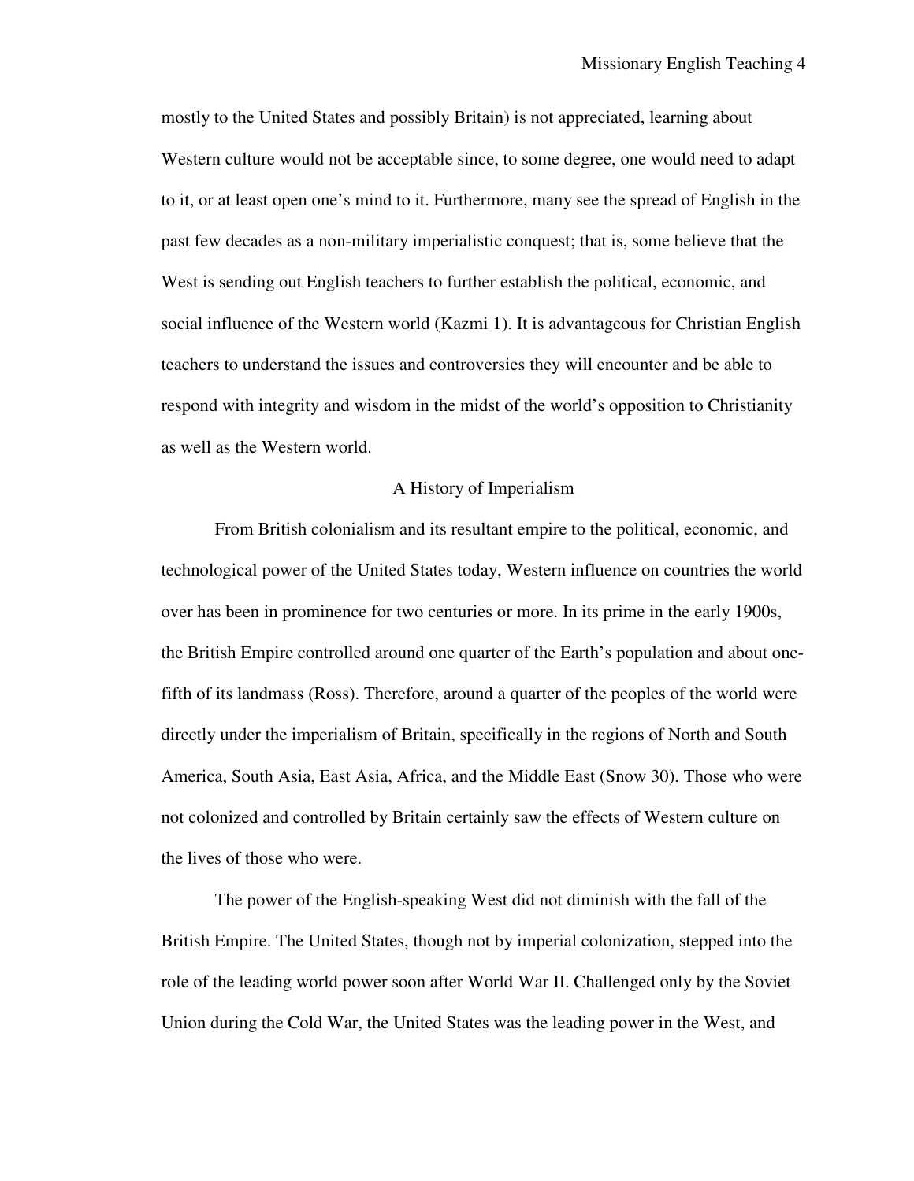mostly to the United States and possibly Britain) is not appreciated, learning about Western culture would not be acceptable since, to some degree, one would need to adapt to it, or at least open one's mind to it. Furthermore, many see the spread of English in the past few decades as a non-military imperialistic conquest; that is, some believe that the West is sending out English teachers to further establish the political, economic, and social influence of the Western world (Kazmi 1). It is advantageous for Christian English teachers to understand the issues and controversies they will encounter and be able to respond with integrity and wisdom in the midst of the world's opposition to Christianity as well as the Western world.

## A History of Imperialism

From British colonialism and its resultant empire to the political, economic, and technological power of the United States today, Western influence on countries the world over has been in prominence for two centuries or more. In its prime in the early 1900s, the British Empire controlled around one quarter of the Earth's population and about one-fifth of its landmass (Ross). Therefore, around a quarter of the peoples of the world were directly under the imperialism of Britain, specifically in the regions of North and South America, South Asia, East Asia, Africa, and the Middle East (Snow 30). Those who were not colonized and controlled by Britain certainly saw the effects of Western culture on the lives of those who were.

The power of the English-speaking West did not diminish with the fall of the British Empire. The United States, though not by imperial colonization, stepped into the role of the leading world power soon after World War II. Challenged only by the Soviet Union during the Cold War, the United States was the leading power in the West, and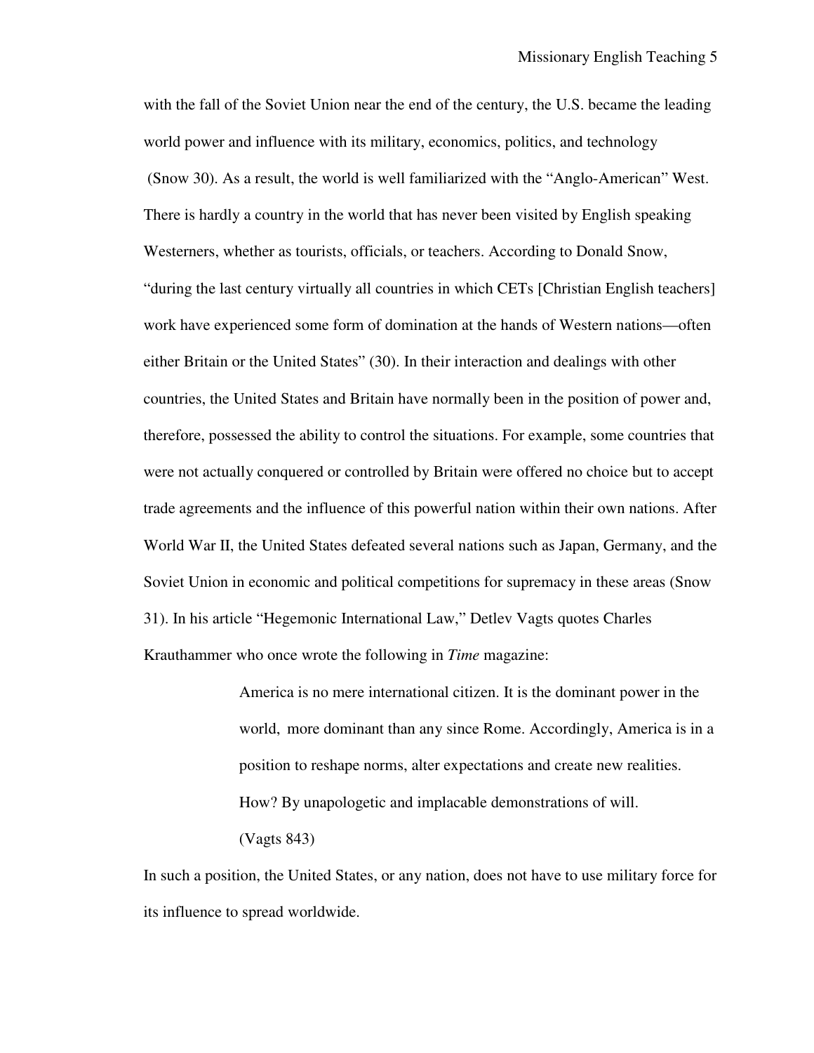with the fall of the Soviet Union near the end of the century, the U.S. became the leading world power and influence with its military, economics, politics, and technology (Snow 30). As a result, the world is well familiarized with the "Anglo-American" West. There is hardly a country in the world that has never been visited by English speaking Westerners, whether as tourists, officials, or teachers. According to Donald Snow, "during the last century virtually all countries in which CETs [Christian English teachers] work have experienced some form of domination at the hands of Western nations—often either Britain or the United States" (30). In their interaction and dealings with other countries, the United States and Britain have normally been in the position of power and, therefore, possessed the ability to control the situations. For example, some countries that were not actually conquered or controlled by Britain were offered no choice but to accept trade agreements and the influence of this powerful nation within their own nations. After World War II, the United States defeated several nations such as Japan, Germany, and the Soviet Union in economic and political competitions for supremacy in these areas (Snow 31). In his article "Hegemonic International Law," Detlev Vagts quotes Charles Krauthammer who once wrote the following in *Time* magazine:

> America is no mere international citizen. It is the dominant power in the world, more dominant than any since Rome. Accordingly, America is in a position to reshape norms, alter expectations and create new realities. How? By unapologetic and implacable demonstrations of will. (Vagts 843)

In such a position, the United States, or any nation, does not have to use military force for its influence to spread worldwide.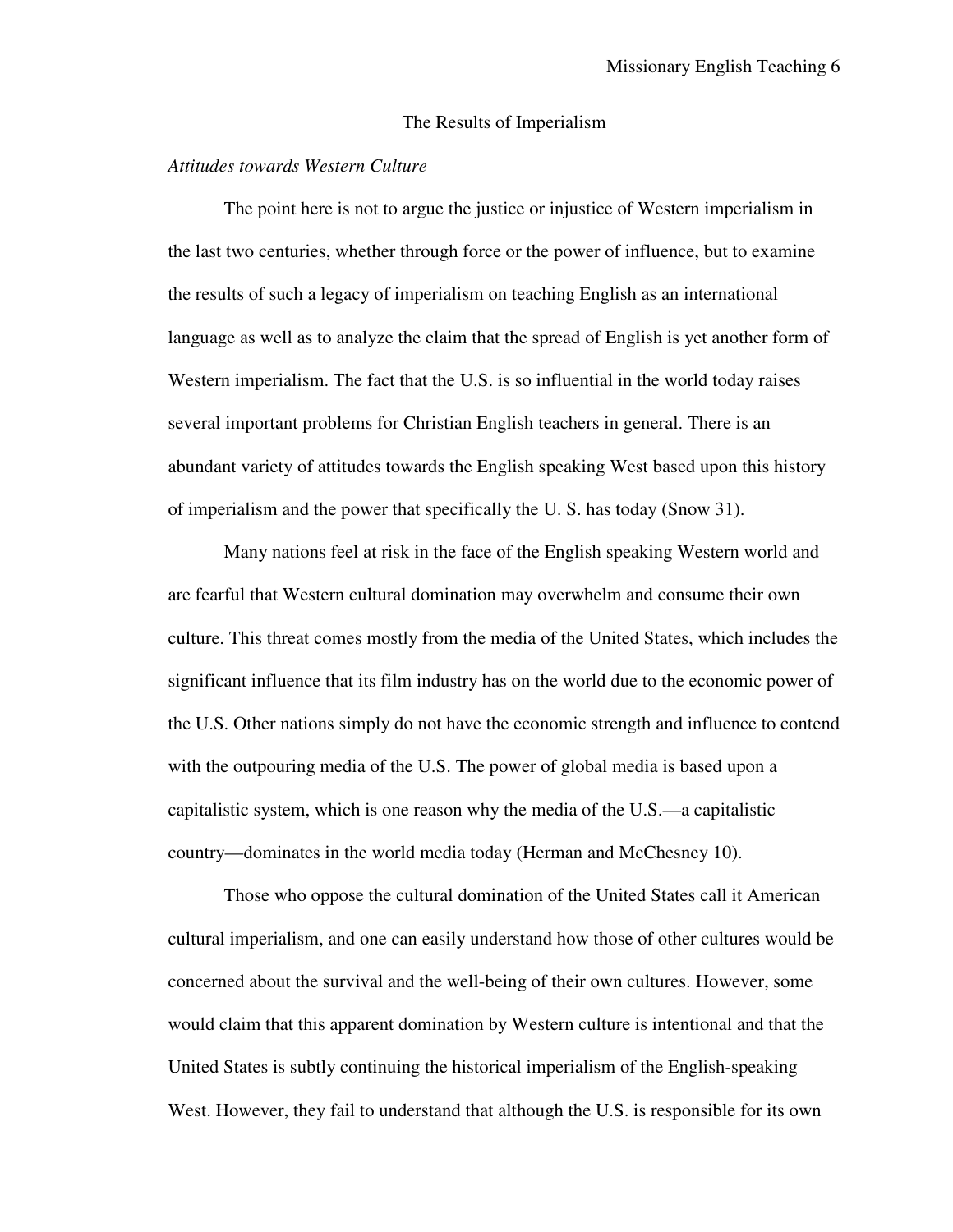## The Results of Imperialism

### *Attitudes towards Western Culture*

The point here is not to argue the justice or injustice of Western imperialism in the last two centuries, whether through force or the power of influence, but to examine the results of such a legacy of imperialism on teaching English as an international language as well as to analyze the claim that the spread of English is yet another form of Western imperialism. The fact that the U.S. is so influential in the world today raises several important problems for Christian English teachers in general. There is an abundant variety of attitudes towards the English speaking West based upon this history of imperialism and the power that specifically the U. S. has today (Snow 31).

Many nations feel at risk in the face of the English speaking Western world and are fearful that Western cultural domination may overwhelm and consume their own culture. This threat comes mostly from the media of the United States, which includes the significant influence that its film industry has on the world due to the economic power of the U.S. Other nations simply do not have the economic strength and influence to contend with the outpouring media of the U.S. The power of global media is based upon a capitalistic system, which is one reason why the media of the U.S.—a capitalistic country—dominates in the world media today (Herman and McChesney 10).

Those who oppose the cultural domination of the United States call it American cultural imperialism, and one can easily understand how those of other cultures would be concerned about the survival and the well-being of their own cultures. However, some would claim that this apparent domination by Western culture is intentional and that the United States is subtly continuing the historical imperialism of the English-speaking West. However, they fail to understand that although the U.S. is responsible for its own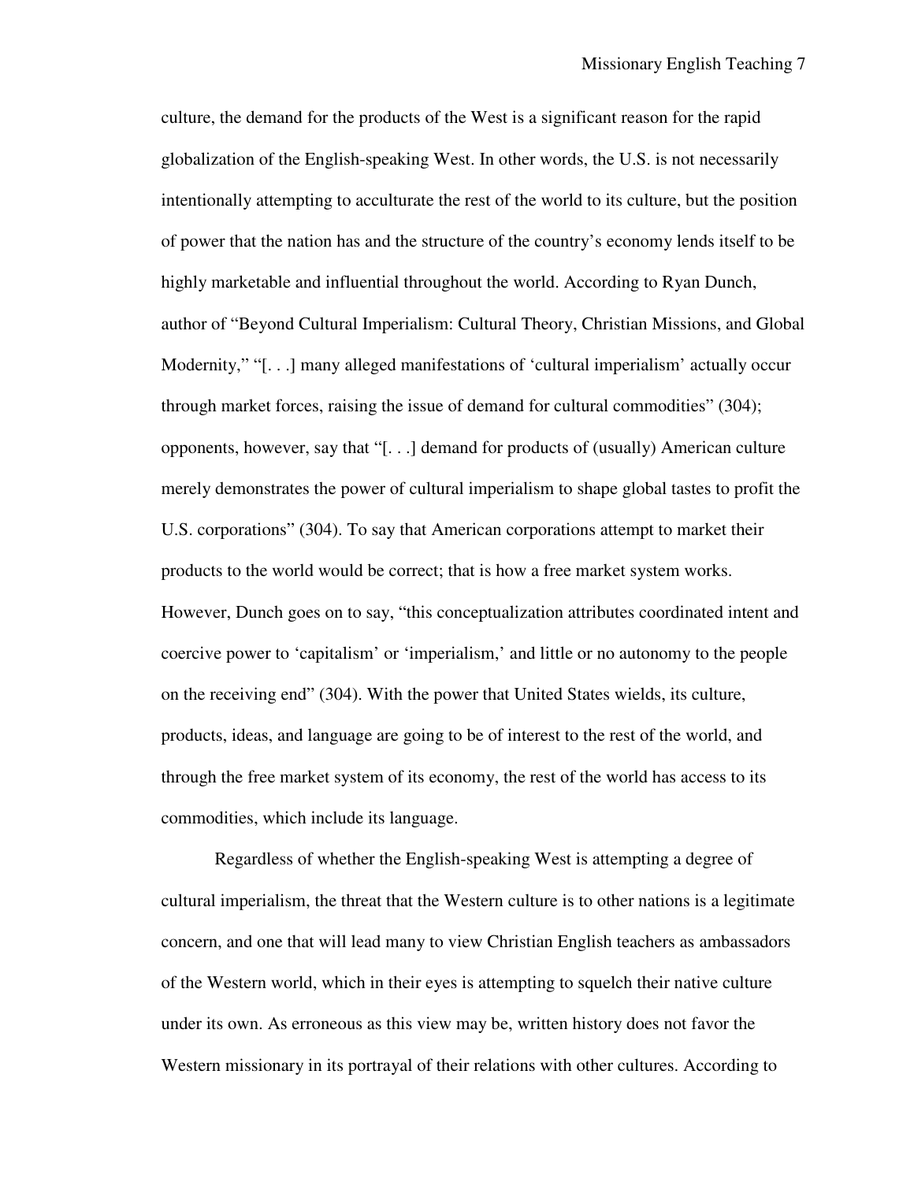culture, the demand for the products of the West is a significant reason for the rapid globalization of the English-speaking West. In other words, the U.S. is not necessarily intentionally attempting to acculturate the rest of the world to its culture, but the position of power that the nation has and the structure of the country's economy lends itself to be highly marketable and influential throughout the world. According to Ryan Dunch, author of "Beyond Cultural Imperialism: Cultural Theory, Christian Missions, and Global Modernity," "[. . .] many alleged manifestations of 'cultural imperialism' actually occur through market forces, raising the issue of demand for cultural commodities" (304); opponents, however, say that "[. . .] demand for products of (usually) American culture merely demonstrates the power of cultural imperialism to shape global tastes to profit the U.S. corporations" (304). To say that American corporations attempt to market their products to the world would be correct; that is how a free market system works. However, Dunch goes on to say, "this conceptualization attributes coordinated intent and coercive power to 'capitalism' or 'imperialism,' and little or no autonomy to the people on the receiving end" (304). With the power that United States wields, its culture, products, ideas, and language are going to be of interest to the rest of the world, and through the free market system of its economy, the rest of the world has access to its commodities, which include its language.

Regardless of whether the English-speaking West is attempting a degree of cultural imperialism, the threat that the Western culture is to other nations is a legitimate concern, and one that will lead many to view Christian English teachers as ambassadors of the Western world, which in their eyes is attempting to squelch their native culture under its own. As erroneous as this view may be, written history does not favor the Western missionary in its portrayal of their relations with other cultures. According to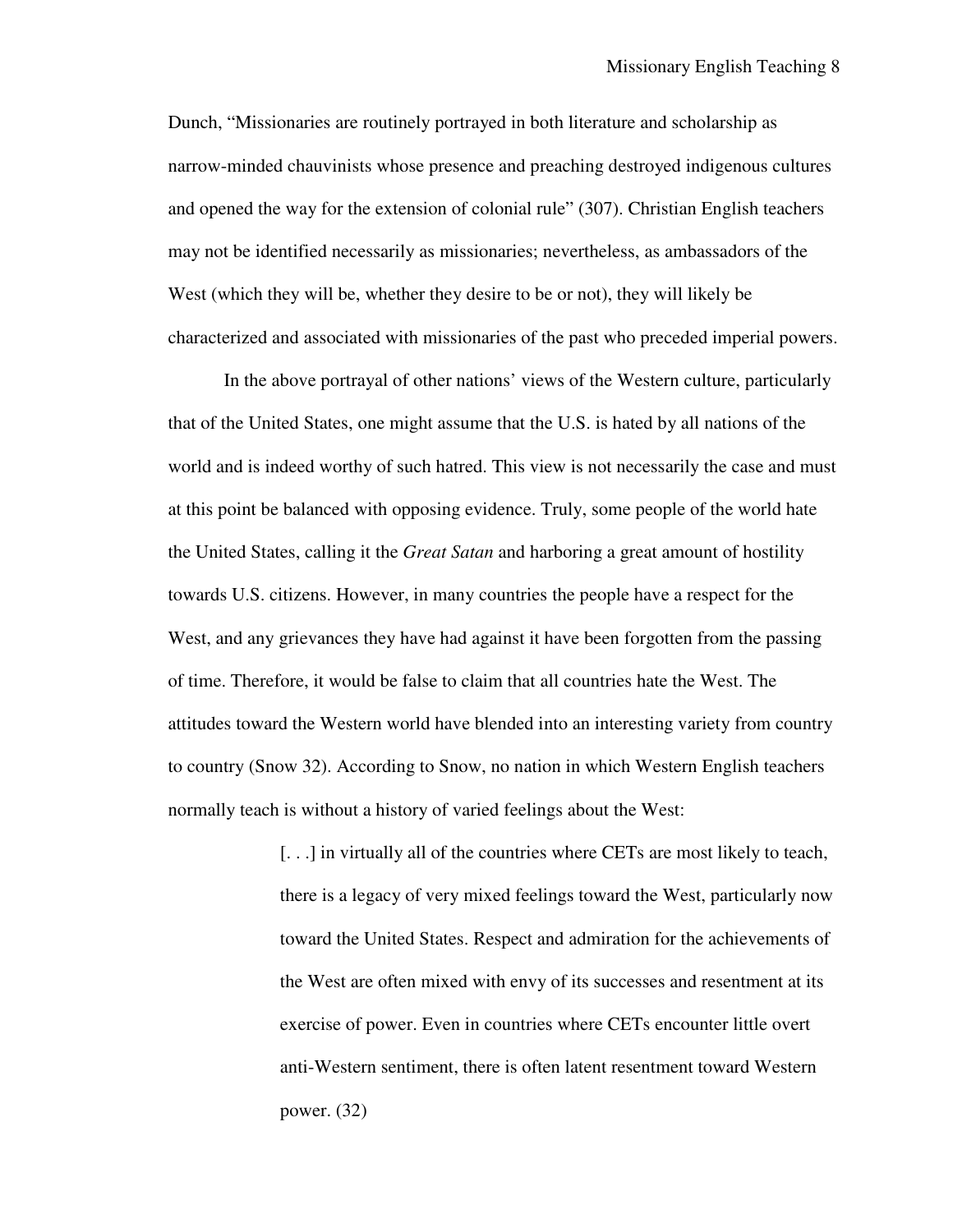Dunch, “Missionaries are routinely portrayed in both literature and scholarship as narrow-minded chauvinists whose presence and preaching destroyed indigenous cultures and opened the way for the extension of colonial rule” (307). Christian English teachers may not be identified necessarily as missionaries; nevertheless, as ambassadors of the West (which they will be, whether they desire to be or not), they will likely be characterized and associated with missionaries of the past who preceded imperial powers.

In the above portrayal of other nations’ views of the Western culture, particularly that of the United States, one might assume that the U.S. is hated by all nations of the world and is indeed worthy of such hatred. This view is not necessarily the case and must at this point be balanced with opposing evidence. Truly, some people of the world hate the United States, calling it the *Great Satan* and harboring a great amount of hostility towards U.S. citizens. However, in many countries the people have a respect for the West, and any grievances they have had against it have been forgotten from the passing of time. Therefore, it would be false to claim that all countries hate the West. The attitudes toward the Western world have blended into an interesting variety from country to country (Snow 32). According to Snow, no nation in which Western English teachers normally teach is without a history of varied feelings about the West:

> [. . .] in virtually all of the countries where CETs are most likely to teach, there is a legacy of very mixed feelings toward the West, particularly now toward the United States. Respect and admiration for the achievements of the West are often mixed with envy of its successes and resentment at its exercise of power. Even in countries where CETs encounter little overt anti-Western sentiment, there is often latent resentment toward Western power. (32)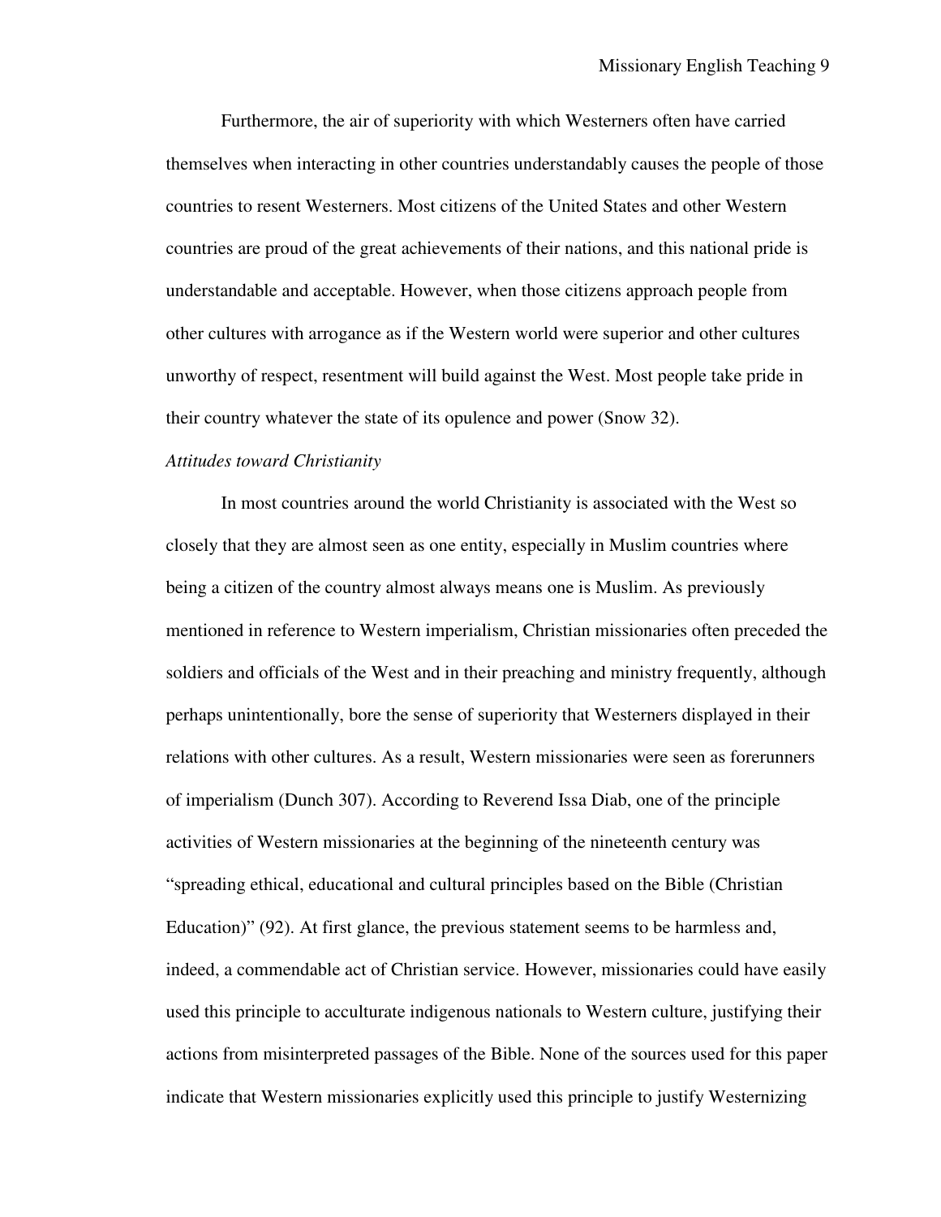Furthermore, the air of superiority with which Westerners often have carried themselves when interacting in other countries understandably causes the people of those countries to resent Westerners. Most citizens of the United States and other Western countries are proud of the great achievements of their nations, and this national pride is understandable and acceptable. However, when those citizens approach people from other cultures with arrogance as if the Western world were superior and other cultures unworthy of respect, resentment will build against the West. Most people take pride in their country whatever the state of its opulence and power (Snow 32).

*Attitudes toward Christianity*

In most countries around the world Christianity is associated with the West so closely that they are almost seen as one entity, especially in Muslim countries where being a citizen of the country almost always means one is Muslim. As previously mentioned in reference to Western imperialism, Christian missionaries often preceded the soldiers and officials of the West and in their preaching and ministry frequently, although perhaps unintentionally, bore the sense of superiority that Westerners displayed in their relations with other cultures. As a result, Western missionaries were seen as forerunners of imperialism (Dunch 307). According to Reverend Issa Diab, one of the principle activities of Western missionaries at the beginning of the nineteenth century was "spreading ethical, educational and cultural principles based on the Bible (Christian Education)" (92). At first glance, the previous statement seems to be harmless and, indeed, a commendable act of Christian service. However, missionaries could have easily used this principle to acculturate indigenous nationals to Western culture, justifying their actions from misinterpreted passages of the Bible. None of the sources used for this paper indicate that Western missionaries explicitly used this principle to justify Westernizing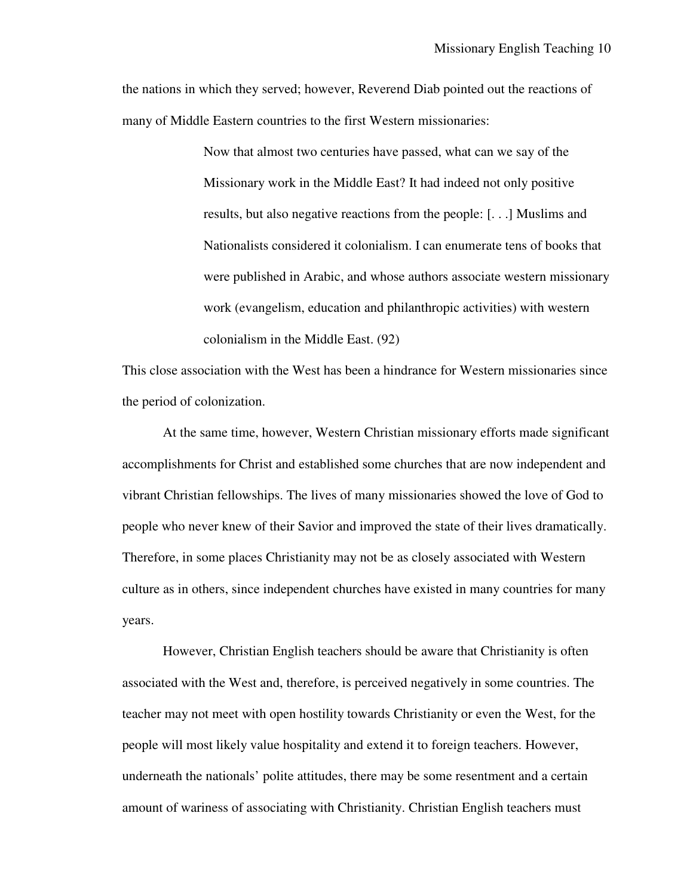the nations in which they served; however, Reverend Diab pointed out the reactions of many of Middle Eastern countries to the first Western missionaries:

> Now that almost two centuries have passed, what can we say of the Missionary work in the Middle East? It had indeed not only positive results, but also negative reactions from the people: [. . .] Muslims and Nationalists considered it colonialism. I can enumerate tens of books that were published in Arabic, and whose authors associate western missionary work (evangelism, education and philanthropic activities) with western colonialism in the Middle East. (92)

This close association with the West has been a hindrance for Western missionaries since the period of colonization.

At the same time, however, Western Christian missionary efforts made significant accomplishments for Christ and established some churches that are now independent and vibrant Christian fellowships. The lives of many missionaries showed the love of God to people who never knew of their Savior and improved the state of their lives dramatically. Therefore, in some places Christianity may not be as closely associated with Western culture as in others, since independent churches have existed in many countries for many years.

However, Christian English teachers should be aware that Christianity is often associated with the West and, therefore, is perceived negatively in some countries. The teacher may not meet with open hostility towards Christianity or even the West, for the people will most likely value hospitality and extend it to foreign teachers. However, underneath the nationals' polite attitudes, there may be some resentment and a certain amount of wariness of associating with Christianity. Christian English teachers must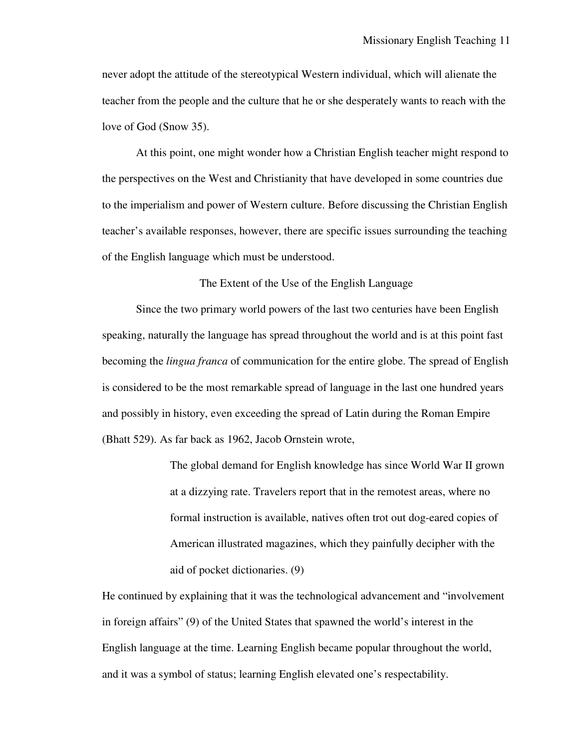never adopt the attitude of the stereotypical Western individual, which will alienate the teacher from the people and the culture that he or she desperately wants to reach with the love of God (Snow 35).

At this point, one might wonder how a Christian English teacher might respond to the perspectives on the West and Christianity that have developed in some countries due to the imperialism and power of Western culture. Before discussing the Christian English teacher's available responses, however, there are specific issues surrounding the teaching of the English language which must be understood.

## The Extent of the Use of the English Language

Since the two primary world powers of the last two centuries have been English speaking, naturally the language has spread throughout the world and is at this point fast becoming the *lingua franca* of communication for the entire globe. The spread of English is considered to be the most remarkable spread of language in the last one hundred years and possibly in history, even exceeding the spread of Latin during the Roman Empire (Bhatt 529). As far back as 1962, Jacob Ornstein wrote,

> The global demand for English knowledge has since World War II grown at a dizzying rate. Travelers report that in the remotest areas, where no formal instruction is available, natives often trot out dog-eared copies of American illustrated magazines, which they painfully decipher with the aid of pocket dictionaries. (9)

He continued by explaining that it was the technological advancement and "involvement in foreign affairs" (9) of the United States that spawned the world's interest in the English language at the time. Learning English became popular throughout the world, and it was a symbol of status; learning English elevated one's respectability.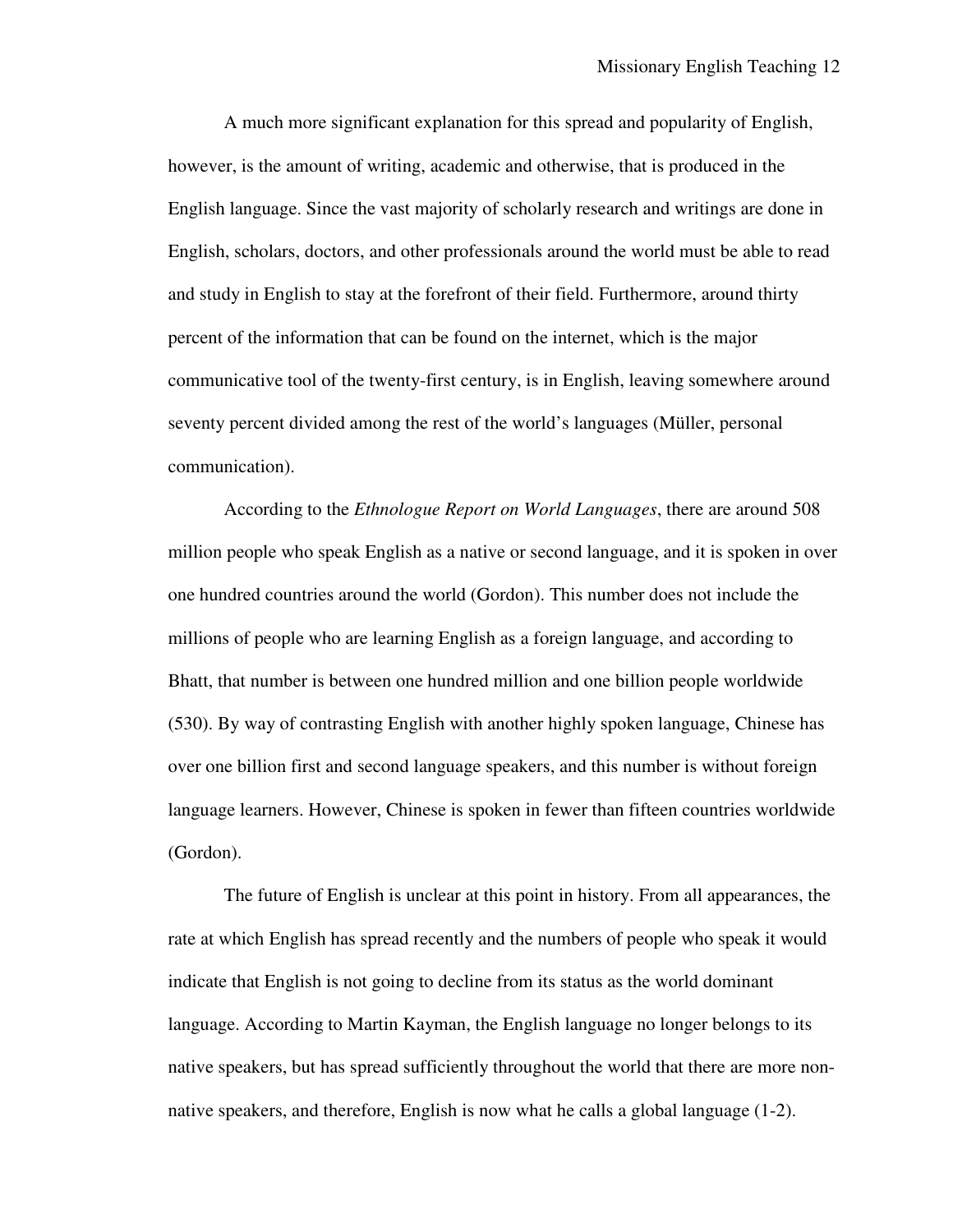A much more significant explanation for this spread and popularity of English, however, is the amount of writing, academic and otherwise, that is produced in the English language. Since the vast majority of scholarly research and writings are done in English, scholars, doctors, and other professionals around the world must be able to read and study in English to stay at the forefront of their field. Furthermore, around thirty percent of the information that can be found on the internet, which is the major communicative tool of the twenty-first century, is in English, leaving somewhere around seventy percent divided among the rest of the world's languages (Müller, personal communication).

According to the *Ethnologue Report on World Languages*, there are around 508 million people who speak English as a native or second language, and it is spoken in over one hundred countries around the world (Gordon). This number does not include the millions of people who are learning English as a foreign language, and according to Bhatt, that number is between one hundred million and one billion people worldwide (530). By way of contrasting English with another highly spoken language, Chinese has over one billion first and second language speakers, and this number is without foreign language learners. However, Chinese is spoken in fewer than fifteen countries worldwide (Gordon).

The future of English is unclear at this point in history. From all appearances, the rate at which English has spread recently and the numbers of people who speak it would indicate that English is not going to decline from its status as the world dominant language. According to Martin Kayman, the English language no longer belongs to its native speakers, but has spread sufficiently throughout the world that there are more non-native speakers, and therefore, English is now what he calls a global language (1-2).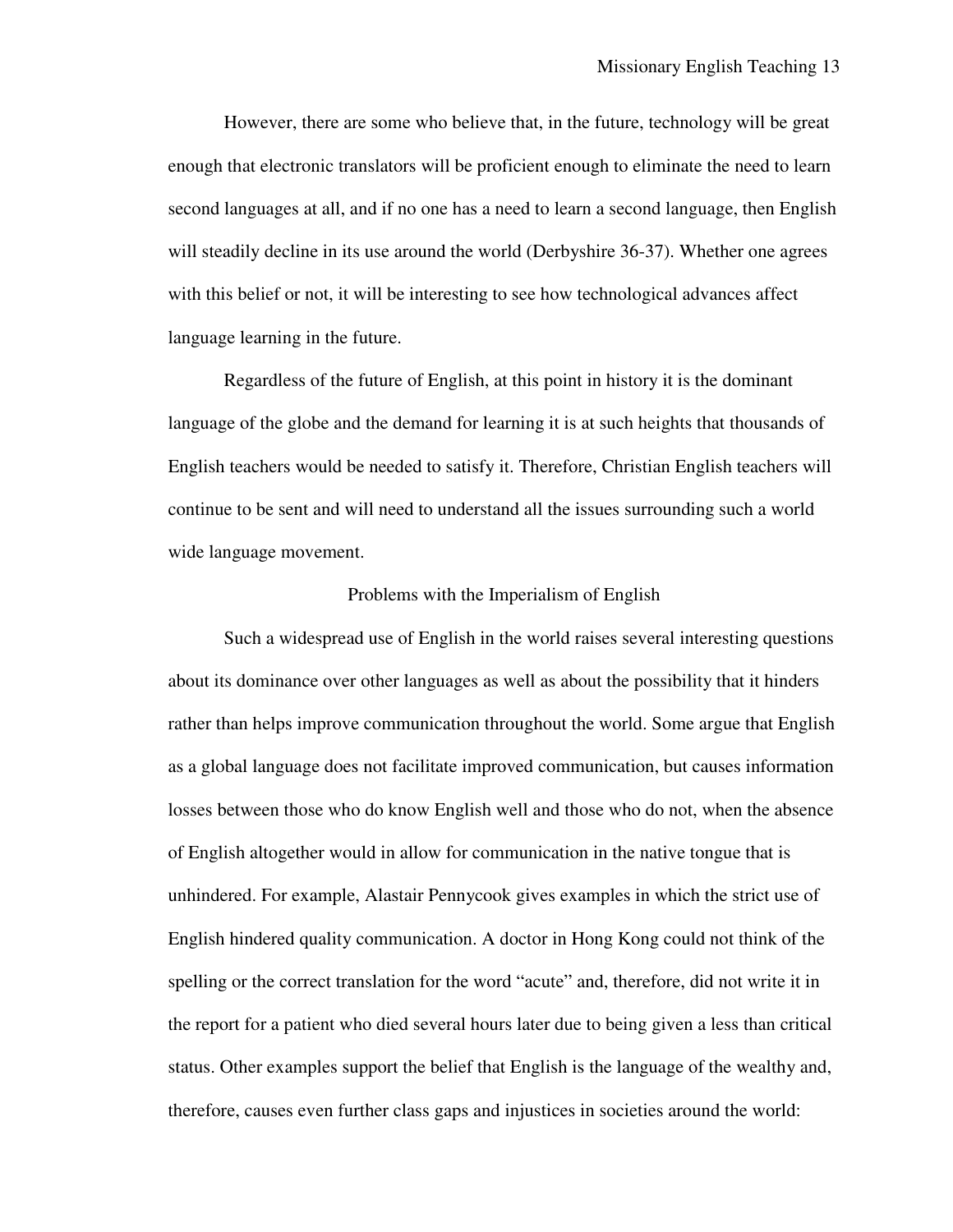However, there are some who believe that, in the future, technology will be great enough that electronic translators will be proficient enough to eliminate the need to learn second languages at all, and if no one has a need to learn a second language, then English will steadily decline in its use around the world (Derbyshire 36-37). Whether one agrees with this belief or not, it will be interesting to see how technological advances affect language learning in the future.

Regardless of the future of English, at this point in history it is the dominant language of the globe and the demand for learning it is at such heights that thousands of English teachers would be needed to satisfy it. Therefore, Christian English teachers will continue to be sent and will need to understand all the issues surrounding such a world wide language movement.

## Problems with the Imperialism of English

Such a widespread use of English in the world raises several interesting questions about its dominance over other languages as well as about the possibility that it hinders rather than helps improve communication throughout the world. Some argue that English as a global language does not facilitate improved communication, but causes information losses between those who do know English well and those who do not, when the absence of English altogether would in allow for communication in the native tongue that is unhindered. For example, Alastair Pennycook gives examples in which the strict use of English hindered quality communication. A doctor in Hong Kong could not think of the spelling or the correct translation for the word "acute" and, therefore, did not write it in the report for a patient who died several hours later due to being given a less than critical status. Other examples support the belief that English is the language of the wealthy and, therefore, causes even further class gaps and injustices in societies around the world: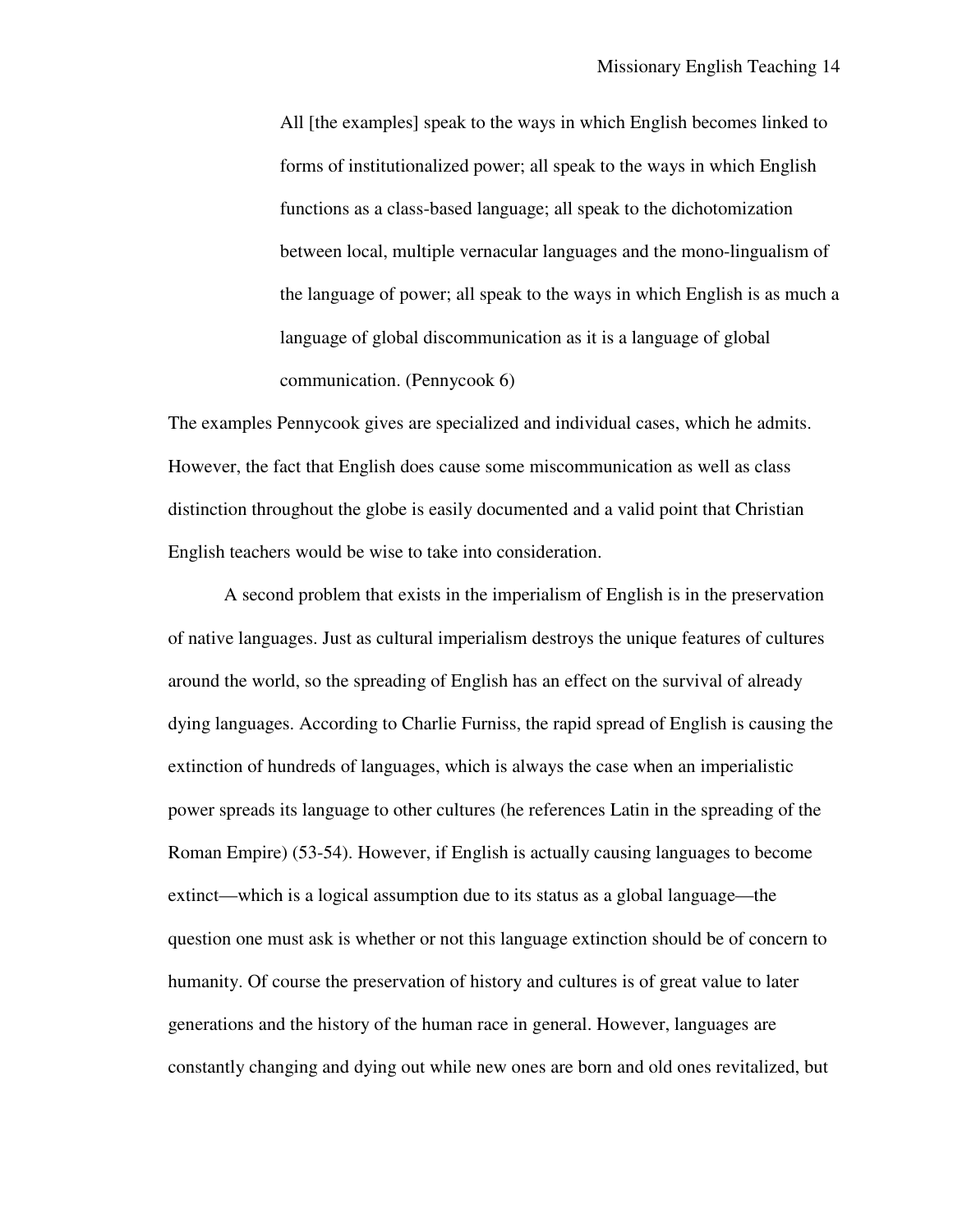> All [the examples] speak to the ways in which English becomes linked to forms of institutionalized power; all speak to the ways in which English functions as a class-based language; all speak to the dichotomization between local, multiple vernacular languages and the mono-lingualism of the language of power; all speak to the ways in which English is as much a language of global discommunication as it is a language of global communication. (Pennycook 6)

The examples Pennycook gives are specialized and individual cases, which he admits. However, the fact that English does cause some miscommunication as well as class distinction throughout the globe is easily documented and a valid point that Christian English teachers would be wise to take into consideration.

A second problem that exists in the imperialism of English is in the preservation of native languages. Just as cultural imperialism destroys the unique features of cultures around the world, so the spreading of English has an effect on the survival of already dying languages. According to Charlie Furniss, the rapid spread of English is causing the extinction of hundreds of languages, which is always the case when an imperialistic power spreads its language to other cultures (he references Latin in the spreading of the Roman Empire) (53-54). However, if English is actually causing languages to become extinct—which is a logical assumption due to its status as a global language—the question one must ask is whether or not this language extinction should be of concern to humanity. Of course the preservation of history and cultures is of great value to later generations and the history of the human race in general. However, languages are constantly changing and dying out while new ones are born and old ones revitalized, but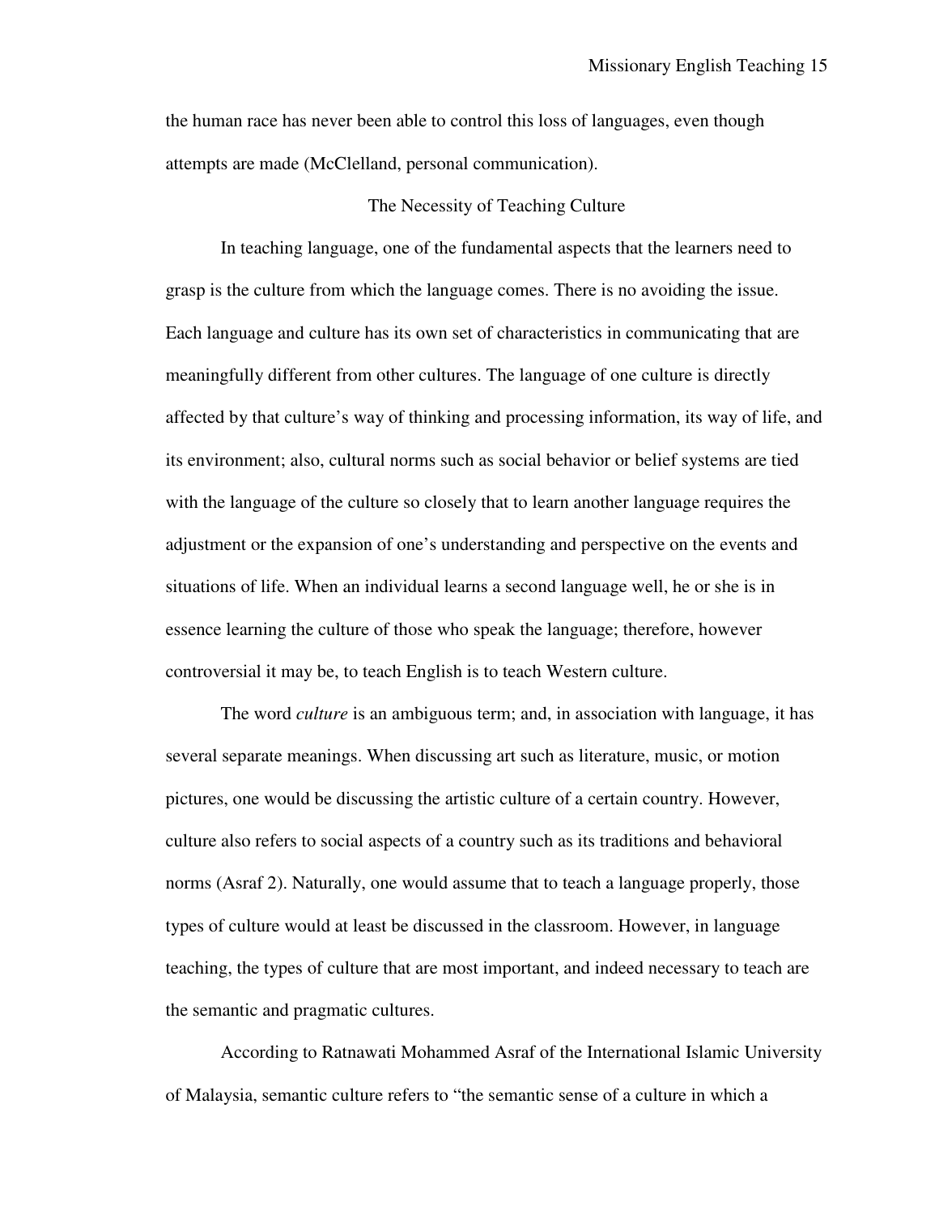the human race has never been able to control this loss of languages, even though attempts are made (McClelland, personal communication).

## The Necessity of Teaching Culture

In teaching language, one of the fundamental aspects that the learners need to grasp is the culture from which the language comes. There is no avoiding the issue. Each language and culture has its own set of characteristics in communicating that are meaningfully different from other cultures. The language of one culture is directly affected by that culture's way of thinking and processing information, its way of life, and its environment; also, cultural norms such as social behavior or belief systems are tied with the language of the culture so closely that to learn another language requires the adjustment or the expansion of one's understanding and perspective on the events and situations of life. When an individual learns a second language well, he or she is in essence learning the culture of those who speak the language; therefore, however controversial it may be, to teach English is to teach Western culture.

The word *culture* is an ambiguous term; and, in association with language, it has several separate meanings. When discussing art such as literature, music, or motion pictures, one would be discussing the artistic culture of a certain country. However, culture also refers to social aspects of a country such as its traditions and behavioral norms (Asraf 2). Naturally, one would assume that to teach a language properly, those types of culture would at least be discussed in the classroom. However, in language teaching, the types of culture that are most important, and indeed necessary to teach are the semantic and pragmatic cultures.

According to Ratnawati Mohammed Asraf of the International Islamic University of Malaysia, semantic culture refers to "the semantic sense of a culture in which a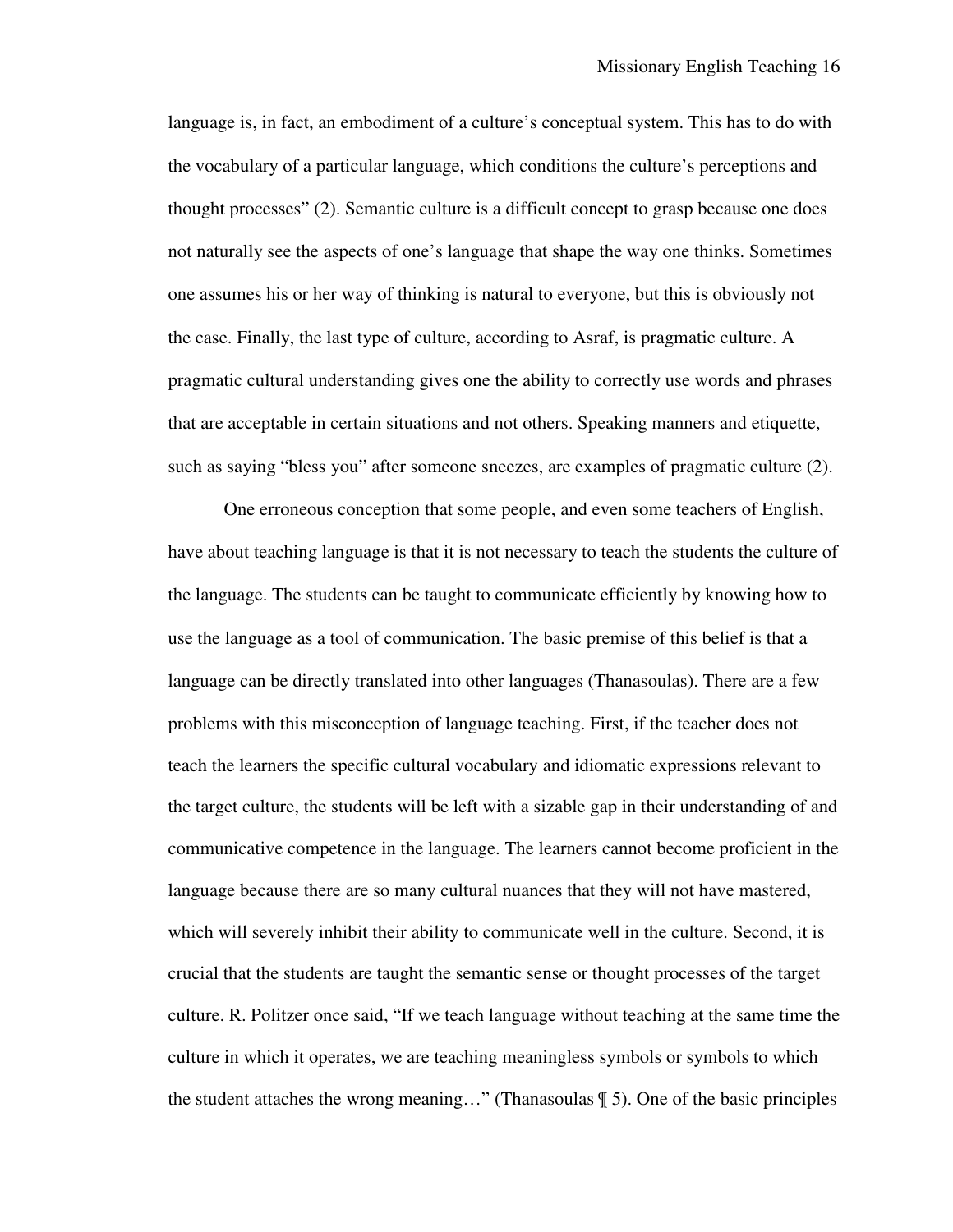language is, in fact, an embodiment of a culture's conceptual system. This has to do with the vocabulary of a particular language, which conditions the culture's perceptions and thought processes" (2). Semantic culture is a difficult concept to grasp because one does not naturally see the aspects of one's language that shape the way one thinks. Sometimes one assumes his or her way of thinking is natural to everyone, but this is obviously not the case. Finally, the last type of culture, according to Asraf, is pragmatic culture. A pragmatic cultural understanding gives one the ability to correctly use words and phrases that are acceptable in certain situations and not others. Speaking manners and etiquette, such as saying "bless you" after someone sneezes, are examples of pragmatic culture (2).

One erroneous conception that some people, and even some teachers of English, have about teaching language is that it is not necessary to teach the students the culture of the language. The students can be taught to communicate efficiently by knowing how to use the language as a tool of communication. The basic premise of this belief is that a language can be directly translated into other languages (Thanasoulas). There are a few problems with this misconception of language teaching. First, if the teacher does not teach the learners the specific cultural vocabulary and idiomatic expressions relevant to the target culture, the students will be left with a sizable gap in their understanding of and communicative competence in the language. The learners cannot become proficient in the language because there are so many cultural nuances that they will not have mastered, which will severely inhibit their ability to communicate well in the culture. Second, it is crucial that the students are taught the semantic sense or thought processes of the target culture. R. Politzer once said, "If we teach language without teaching at the same time the culture in which it operates, we are teaching meaningless symbols or symbols to which the student attaches the wrong meaning…" (Thanasoulas ¶ 5). One of the basic principles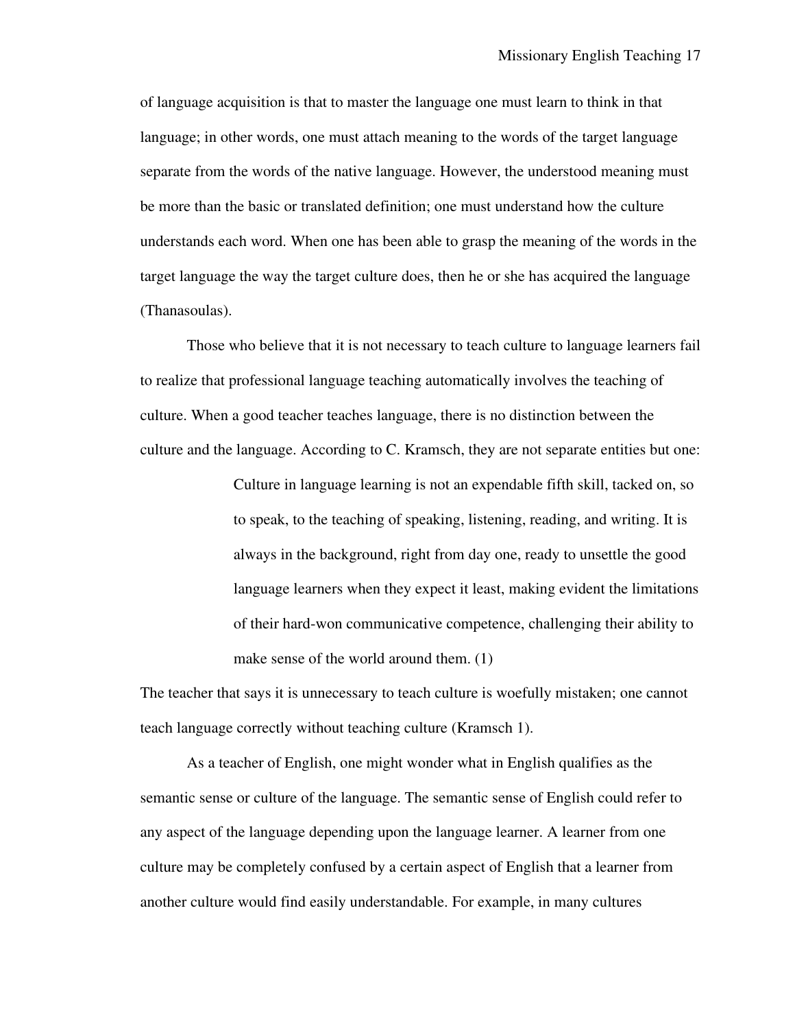of language acquisition is that to master the language one must learn to think in that language; in other words, one must attach meaning to the words of the target language separate from the words of the native language. However, the understood meaning must be more than the basic or translated definition; one must understand how the culture understands each word. When one has been able to grasp the meaning of the words in the target language the way the target culture does, then he or she has acquired the language (Thanasoulas).

Those who believe that it is not necessary to teach culture to language learners fail to realize that professional language teaching automatically involves the teaching of culture. When a good teacher teaches language, there is no distinction between the culture and the language. According to C. Kramsch, they are not separate entities but one:

> Culture in language learning is not an expendable fifth skill, tacked on, so to speak, to the teaching of speaking, listening, reading, and writing. It is always in the background, right from day one, ready to unsettle the good language learners when they expect it least, making evident the limitations of their hard-won communicative competence, challenging their ability to make sense of the world around them. (1)

The teacher that says it is unnecessary to teach culture is woefully mistaken; one cannot teach language correctly without teaching culture (Kramsch 1).

As a teacher of English, one might wonder what in English qualifies as the semantic sense or culture of the language. The semantic sense of English could refer to any aspect of the language depending upon the language learner. A learner from one culture may be completely confused by a certain aspect of English that a learner from another culture would find easily understandable. For example, in many cultures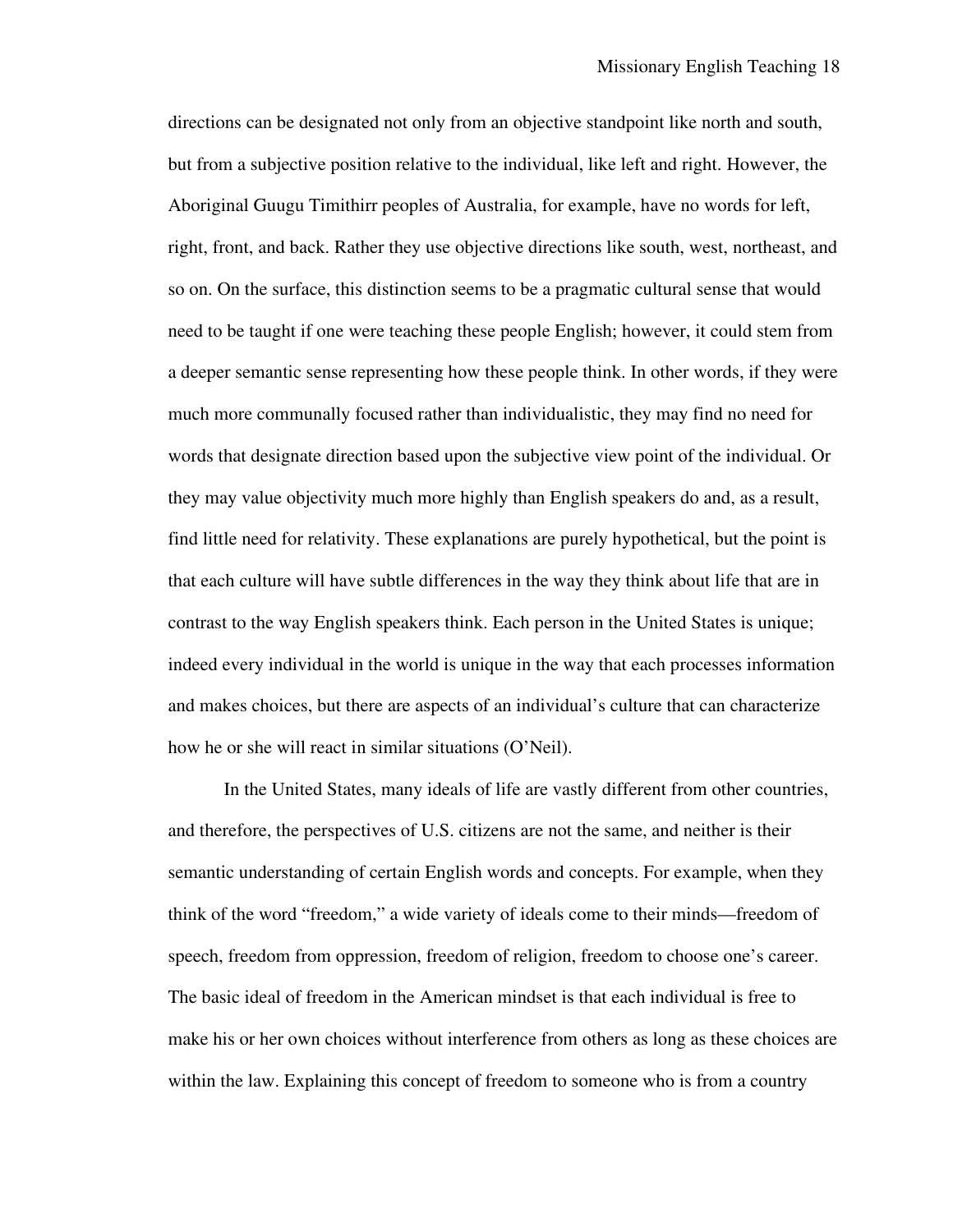directions can be designated not only from an objective standpoint like north and south, but from a subjective position relative to the individual, like left and right. However, the Aboriginal Guugu Timithirr peoples of Australia, for example, have no words for left, right, front, and back. Rather they use objective directions like south, west, northeast, and so on. On the surface, this distinction seems to be a pragmatic cultural sense that would need to be taught if one were teaching these people English; however, it could stem from a deeper semantic sense representing how these people think. In other words, if they were much more communally focused rather than individualistic, they may find no need for words that designate direction based upon the subjective view point of the individual. Or they may value objectivity much more highly than English speakers do and, as a result, find little need for relativity. These explanations are purely hypothetical, but the point is that each culture will have subtle differences in the way they think about life that are in contrast to the way English speakers think. Each person in the United States is unique; indeed every individual in the world is unique in the way that each processes information and makes choices, but there are aspects of an individual's culture that can characterize how he or she will react in similar situations (O'Neil).

In the United States, many ideals of life are vastly different from other countries, and therefore, the perspectives of U.S. citizens are not the same, and neither is their semantic understanding of certain English words and concepts. For example, when they think of the word "freedom," a wide variety of ideals come to their minds—freedom of speech, freedom from oppression, freedom of religion, freedom to choose one's career. The basic ideal of freedom in the American mindset is that each individual is free to make his or her own choices without interference from others as long as these choices are within the law. Explaining this concept of freedom to someone who is from a country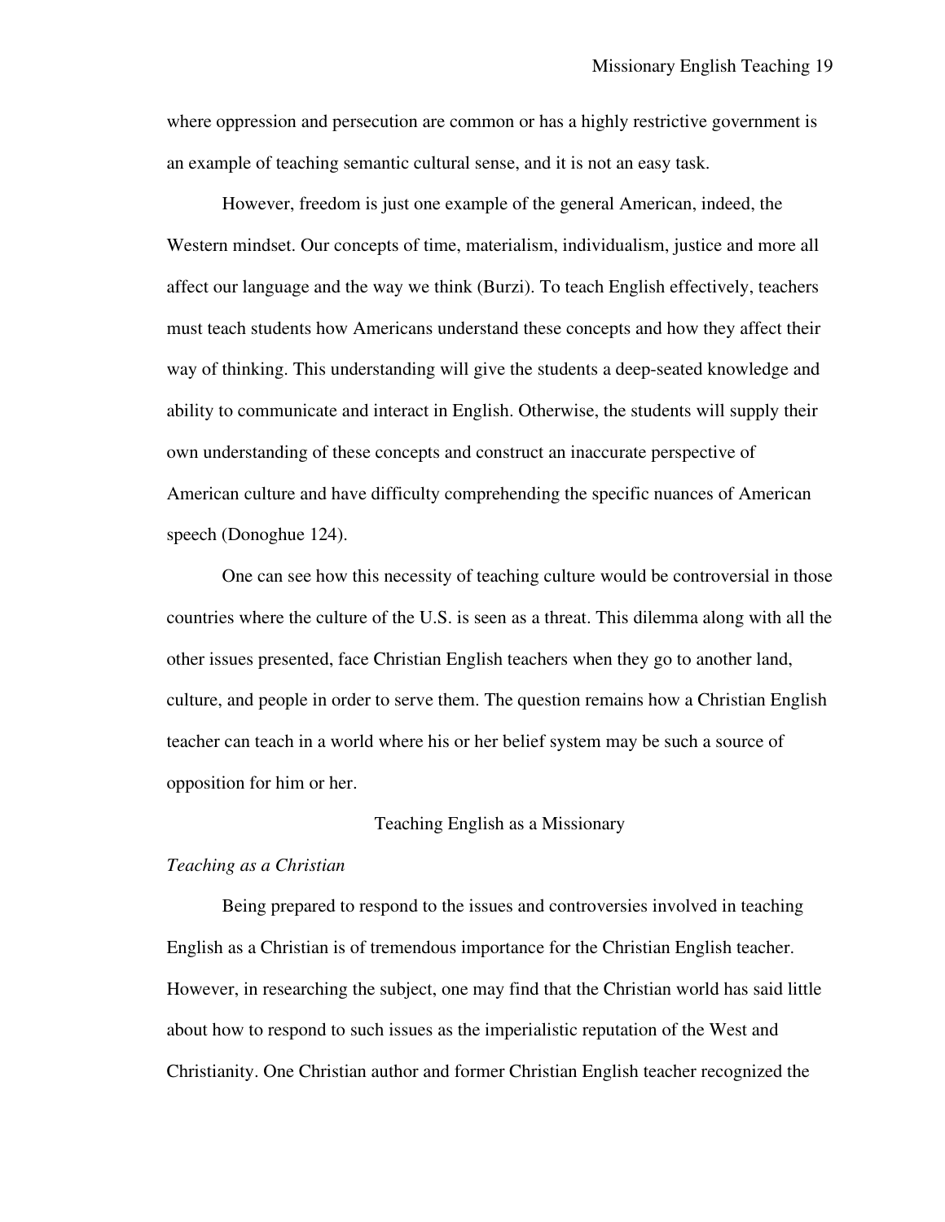where oppression and persecution are common or has a highly restrictive government is an example of teaching semantic cultural sense, and it is not an easy task.

However, freedom is just one example of the general American, indeed, the Western mindset. Our concepts of time, materialism, individualism, justice and more all affect our language and the way we think (Burzi). To teach English effectively, teachers must teach students how Americans understand these concepts and how they affect their way of thinking. This understanding will give the students a deep-seated knowledge and ability to communicate and interact in English. Otherwise, the students will supply their own understanding of these concepts and construct an inaccurate perspective of American culture and have difficulty comprehending the specific nuances of American speech (Donoghue 124).

One can see how this necessity of teaching culture would be controversial in those countries where the culture of the U.S. is seen as a threat. This dilemma along with all the other issues presented, face Christian English teachers when they go to another land, culture, and people in order to serve them. The question remains how a Christian English teacher can teach in a world where his or her belief system may be such a source of opposition for him or her.

## Teaching English as a Missionary

### *Teaching as a Christian*

Being prepared to respond to the issues and controversies involved in teaching English as a Christian is of tremendous importance for the Christian English teacher. However, in researching the subject, one may find that the Christian world has said little about how to respond to such issues as the imperialistic reputation of the West and Christianity. One Christian author and former Christian English teacher recognized the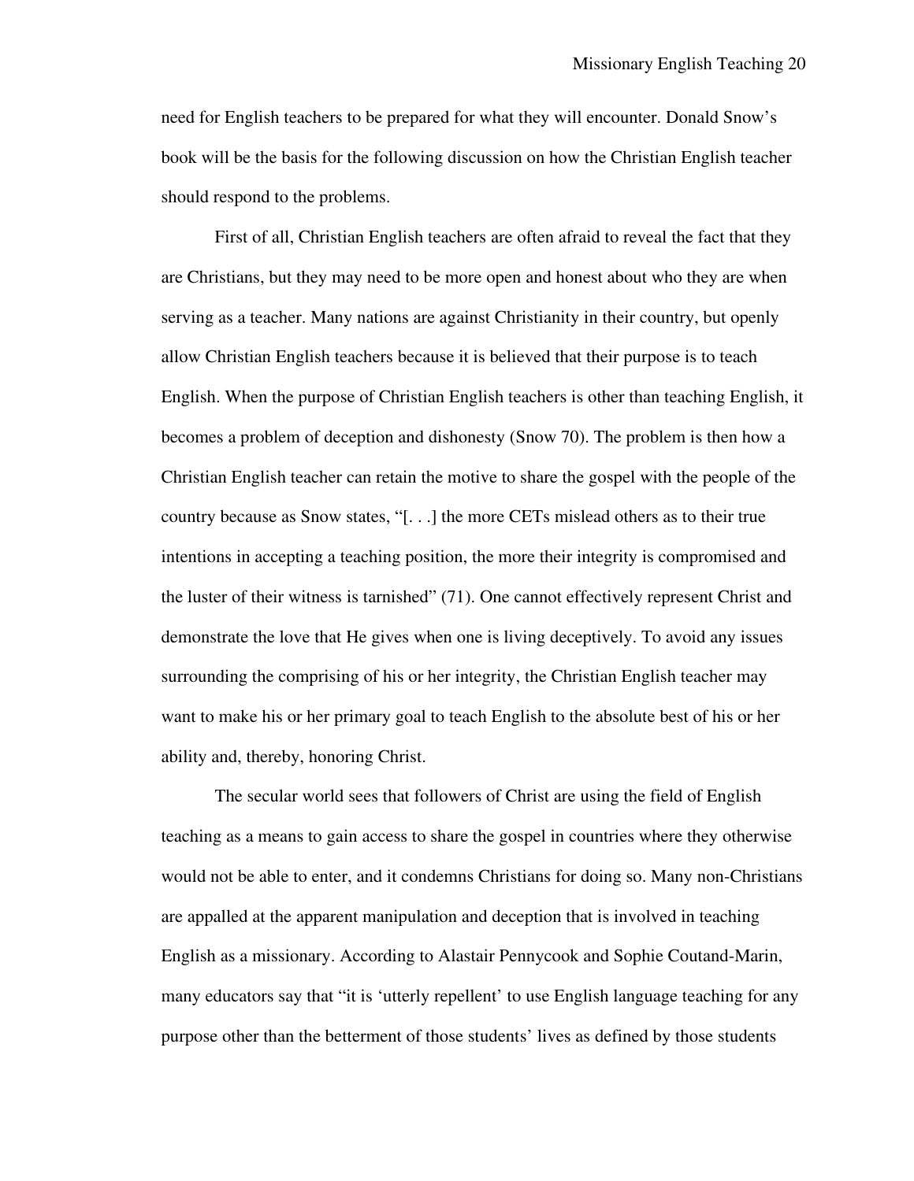need for English teachers to be prepared for what they will encounter. Donald Snow's book will be the basis for the following discussion on how the Christian English teacher should respond to the problems.

First of all, Christian English teachers are often afraid to reveal the fact that they are Christians, but they may need to be more open and honest about who they are when serving as a teacher. Many nations are against Christianity in their country, but openly allow Christian English teachers because it is believed that their purpose is to teach English. When the purpose of Christian English teachers is other than teaching English, it becomes a problem of deception and dishonesty (Snow 70). The problem is then how a Christian English teacher can retain the motive to share the gospel with the people of the country because as Snow states, "[. . .] the more CETs mislead others as to their true intentions in accepting a teaching position, the more their integrity is compromised and the luster of their witness is tarnished" (71). One cannot effectively represent Christ and demonstrate the love that He gives when one is living deceptively. To avoid any issues surrounding the comprising of his or her integrity, the Christian English teacher may want to make his or her primary goal to teach English to the absolute best of his or her ability and, thereby, honoring Christ.

The secular world sees that followers of Christ are using the field of English teaching as a means to gain access to share the gospel in countries where they otherwise would not be able to enter, and it condemns Christians for doing so. Many non-Christians are appalled at the apparent manipulation and deception that is involved in teaching English as a missionary. According to Alastair Pennycook and Sophie Coutand-Marin, many educators say that "it is 'utterly repellent' to use English language teaching for any purpose other than the betterment of those students' lives as defined by those students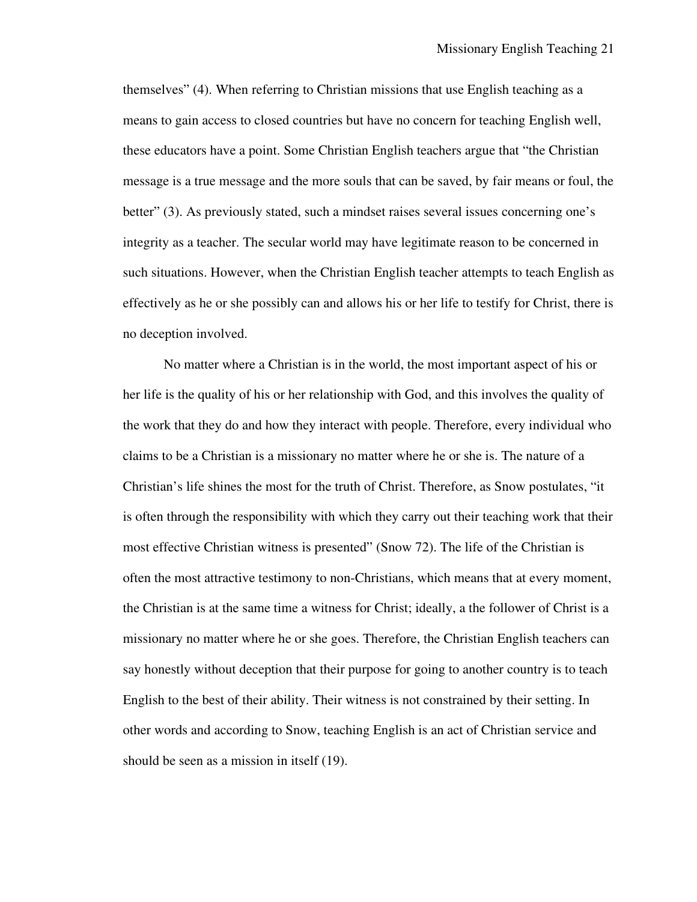themselves" (4). When referring to Christian missions that use English teaching as a means to gain access to closed countries but have no concern for teaching English well, these educators have a point. Some Christian English teachers argue that "the Christian message is a true message and the more souls that can be saved, by fair means or foul, the better" (3). As previously stated, such a mindset raises several issues concerning one's integrity as a teacher. The secular world may have legitimate reason to be concerned in such situations. However, when the Christian English teacher attempts to teach English as effectively as he or she possibly can and allows his or her life to testify for Christ, there is no deception involved.

No matter where a Christian is in the world, the most important aspect of his or her life is the quality of his or her relationship with God, and this involves the quality of the work that they do and how they interact with people. Therefore, every individual who claims to be a Christian is a missionary no matter where he or she is. The nature of a Christian's life shines the most for the truth of Christ. Therefore, as Snow postulates, "it is often through the responsibility with which they carry out their teaching work that their most effective Christian witness is presented" (Snow 72). The life of the Christian is often the most attractive testimony to non-Christians, which means that at every moment, the Christian is at the same time a witness for Christ; ideally, a the follower of Christ is a missionary no matter where he or she goes. Therefore, the Christian English teachers can say honestly without deception that their purpose for going to another country is to teach English to the best of their ability. Their witness is not constrained by their setting. In other words and according to Snow, teaching English is an act of Christian service and should be seen as a mission in itself (19).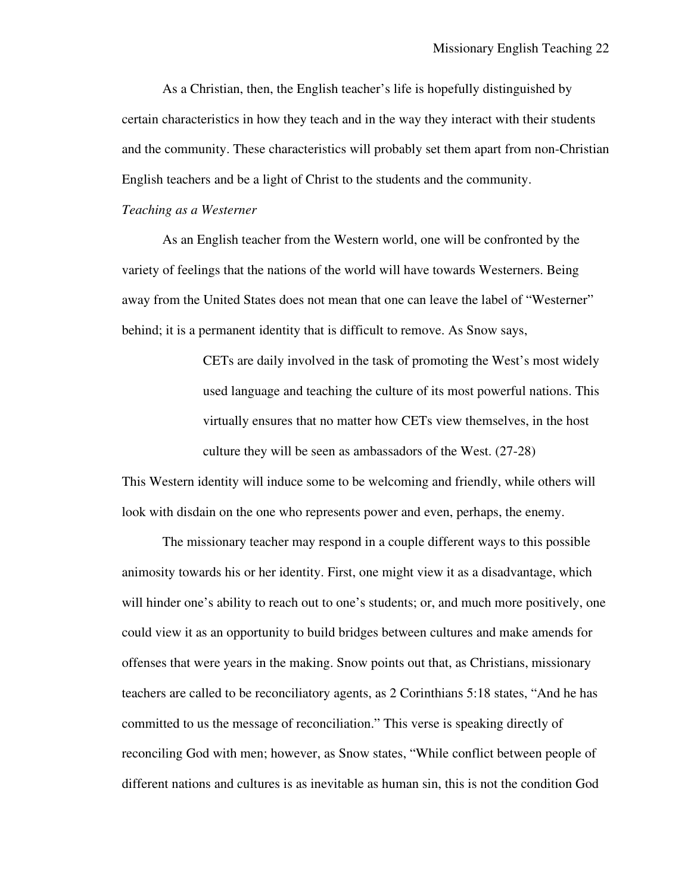As a Christian, then, the English teacher's life is hopefully distinguished by certain characteristics in how they teach and in the way they interact with their students and the community. These characteristics will probably set them apart from non-Christian English teachers and be a light of Christ to the students and the community.

*Teaching as a Westerner*

As an English teacher from the Western world, one will be confronted by the variety of feelings that the nations of the world will have towards Westerners. Being away from the United States does not mean that one can leave the label of "Westerner" behind; it is a permanent identity that is difficult to remove. As Snow says,

> CETs are daily involved in the task of promoting the West's most widely used language and teaching the culture of its most powerful nations. This virtually ensures that no matter how CETs view themselves, in the host culture they will be seen as ambassadors of the West. (27-28)

This Western identity will induce some to be welcoming and friendly, while others will look with disdain on the one who represents power and even, perhaps, the enemy.

The missionary teacher may respond in a couple different ways to this possible animosity towards his or her identity. First, one might view it as a disadvantage, which will hinder one's ability to reach out to one's students; or, and much more positively, one could view it as an opportunity to build bridges between cultures and make amends for offenses that were years in the making. Snow points out that, as Christians, missionary teachers are called to be reconciliatory agents, as 2 Corinthians 5:18 states, "And he has committed to us the message of reconciliation." This verse is speaking directly of reconciling God with men; however, as Snow states, "While conflict between people of different nations and cultures is as inevitable as human sin, this is not the condition God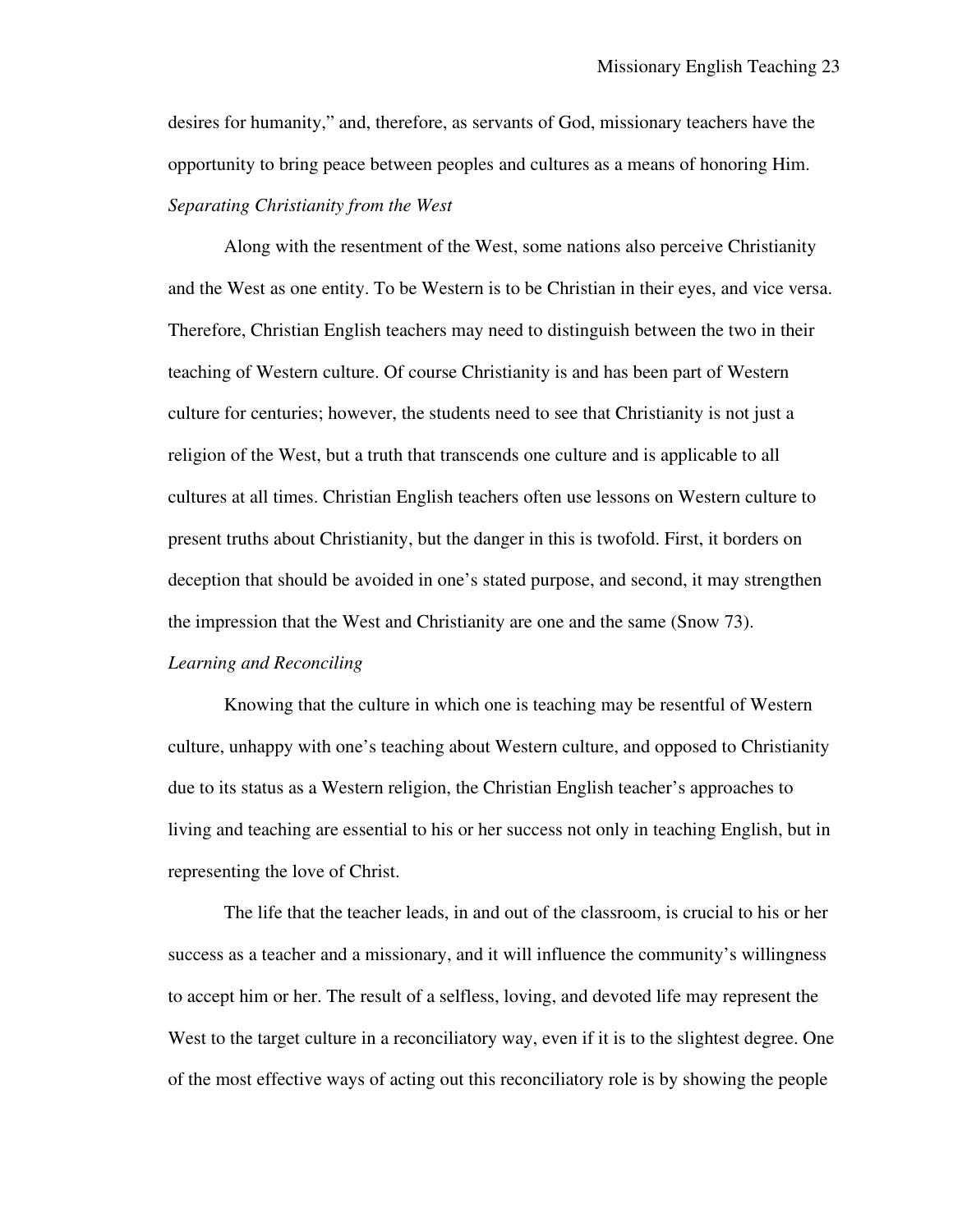desires for humanity," and, therefore, as servants of God, missionary teachers have the opportunity to bring peace between peoples and cultures as a means of honoring Him.

*Separating Christianity from the West*

Along with the resentment of the West, some nations also perceive Christianity and the West as one entity. To be Western is to be Christian in their eyes, and vice versa. Therefore, Christian English teachers may need to distinguish between the two in their teaching of Western culture. Of course Christianity is and has been part of Western culture for centuries; however, the students need to see that Christianity is not just a religion of the West, but a truth that transcends one culture and is applicable to all cultures at all times. Christian English teachers often use lessons on Western culture to present truths about Christianity, but the danger in this is twofold. First, it borders on deception that should be avoided in one's stated purpose, and second, it may strengthen the impression that the West and Christianity are one and the same (Snow 73).

*Learning and Reconciling*

Knowing that the culture in which one is teaching may be resentful of Western culture, unhappy with one's teaching about Western culture, and opposed to Christianity due to its status as a Western religion, the Christian English teacher's approaches to living and teaching are essential to his or her success not only in teaching English, but in representing the love of Christ.

The life that the teacher leads, in and out of the classroom, is crucial to his or her success as a teacher and a missionary, and it will influence the community's willingness to accept him or her. The result of a selfless, loving, and devoted life may represent the West to the target culture in a reconciliatory way, even if it is to the slightest degree. One of the most effective ways of acting out this reconciliatory role is by showing the people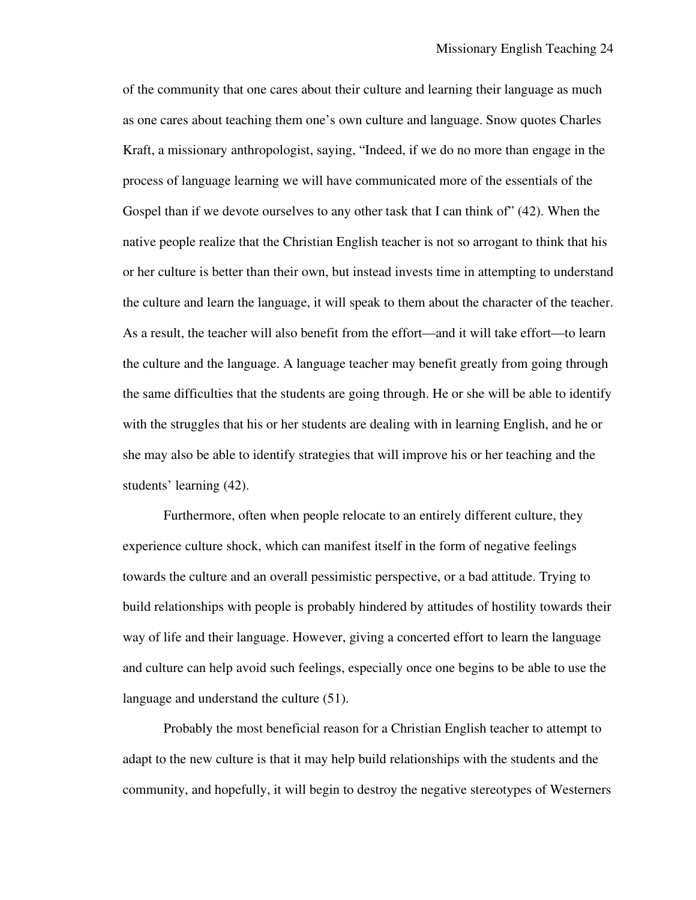of the community that one cares about their culture and learning their language as much as one cares about teaching them one's own culture and language. Snow quotes Charles Kraft, a missionary anthropologist, saying, "Indeed, if we do no more than engage in the process of language learning we will have communicated more of the essentials of the Gospel than if we devote ourselves to any other task that I can think of" (42). When the native people realize that the Christian English teacher is not so arrogant to think that his or her culture is better than their own, but instead invests time in attempting to understand the culture and learn the language, it will speak to them about the character of the teacher. As a result, the teacher will also benefit from the effort—and it will take effort—to learn the culture and the language. A language teacher may benefit greatly from going through the same difficulties that the students are going through. He or she will be able to identify with the struggles that his or her students are dealing with in learning English, and he or she may also be able to identify strategies that will improve his or her teaching and the students' learning (42).

Furthermore, often when people relocate to an entirely different culture, they experience culture shock, which can manifest itself in the form of negative feelings towards the culture and an overall pessimistic perspective, or a bad attitude. Trying to build relationships with people is probably hindered by attitudes of hostility towards their way of life and their language. However, giving a concerted effort to learn the language and culture can help avoid such feelings, especially once one begins to be able to use the language and understand the culture (51).

Probably the most beneficial reason for a Christian English teacher to attempt to adapt to the new culture is that it may help build relationships with the students and the community, and hopefully, it will begin to destroy the negative stereotypes of Westerners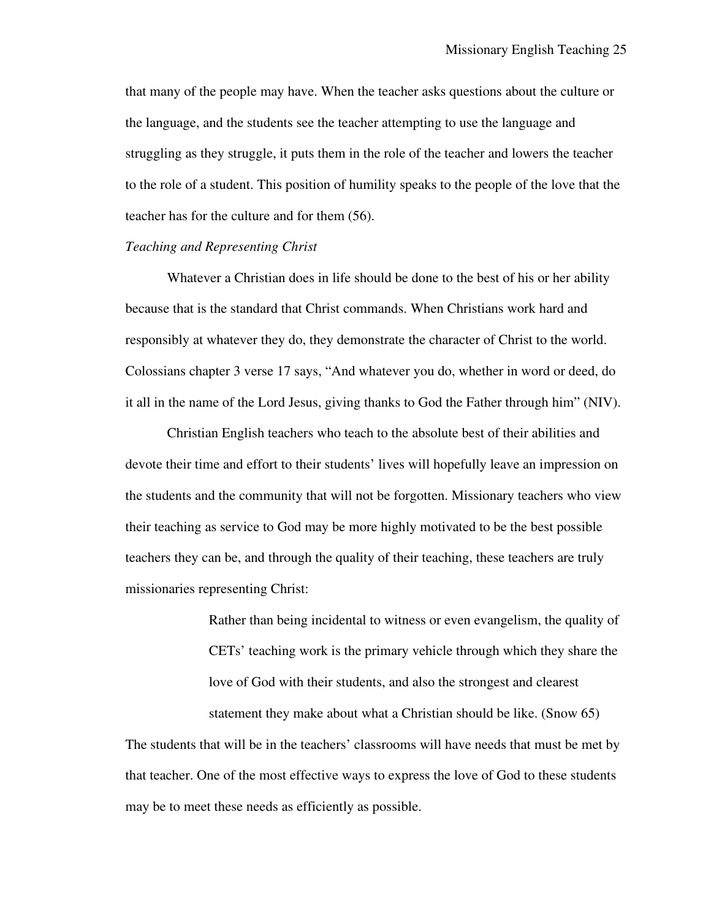that many of the people may have. When the teacher asks questions about the culture or the language, and the students see the teacher attempting to use the language and struggling as they struggle, it puts them in the role of the teacher and lowers the teacher to the role of a student. This position of humility speaks to the people of the love that the teacher has for the culture and for them (56).

*Teaching and Representing Christ*

Whatever a Christian does in life should be done to the best of his or her ability because that is the standard that Christ commands. When Christians work hard and responsibly at whatever they do, they demonstrate the character of Christ to the world. Colossians chapter 3 verse 17 says, "And whatever you do, whether in word or deed, do it all in the name of the Lord Jesus, giving thanks to God the Father through him" (NIV).

Christian English teachers who teach to the absolute best of their abilities and devote their time and effort to their students' lives will hopefully leave an impression on the students and the community that will not be forgotten. Missionary teachers who view their teaching as service to God may be more highly motivated to be the best possible teachers they can be, and through the quality of their teaching, these teachers are truly missionaries representing Christ:

> Rather than being incidental to witness or even evangelism, the quality of CETs' teaching work is the primary vehicle through which they share the love of God with their students, and also the strongest and clearest statement they make about what a Christian should be like. (Snow 65)

The students that will be in the teachers' classrooms will have needs that must be met by that teacher. One of the most effective ways to express the love of God to these students may be to meet these needs as efficiently as possible.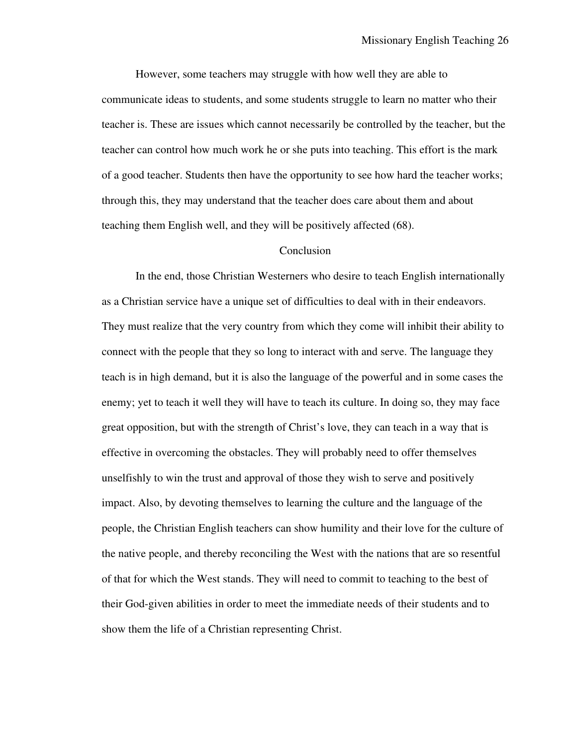However, some teachers may struggle with how well they are able to communicate ideas to students, and some students struggle to learn no matter who their teacher is. These are issues which cannot necessarily be controlled by the teacher, but the teacher can control how much work he or she puts into teaching. This effort is the mark of a good teacher. Students then have the opportunity to see how hard the teacher works; through this, they may understand that the teacher does care about them and about teaching them English well, and they will be positively affected (68).

## Conclusion

In the end, those Christian Westerners who desire to teach English internationally as a Christian service have a unique set of difficulties to deal with in their endeavors. They must realize that the very country from which they come will inhibit their ability to connect with the people that they so long to interact with and serve. The language they teach is in high demand, but it is also the language of the powerful and in some cases the enemy; yet to teach it well they will have to teach its culture. In doing so, they may face great opposition, but with the strength of Christ's love, they can teach in a way that is effective in overcoming the obstacles. They will probably need to offer themselves unselfishly to win the trust and approval of those they wish to serve and positively impact. Also, by devoting themselves to learning the culture and the language of the people, the Christian English teachers can show humility and their love for the culture of the native people, and thereby reconciling the West with the nations that are so resentful of that for which the West stands. They will need to commit to teaching to the best of their God-given abilities in order to meet the immediate needs of their students and to show them the life of a Christian representing Christ.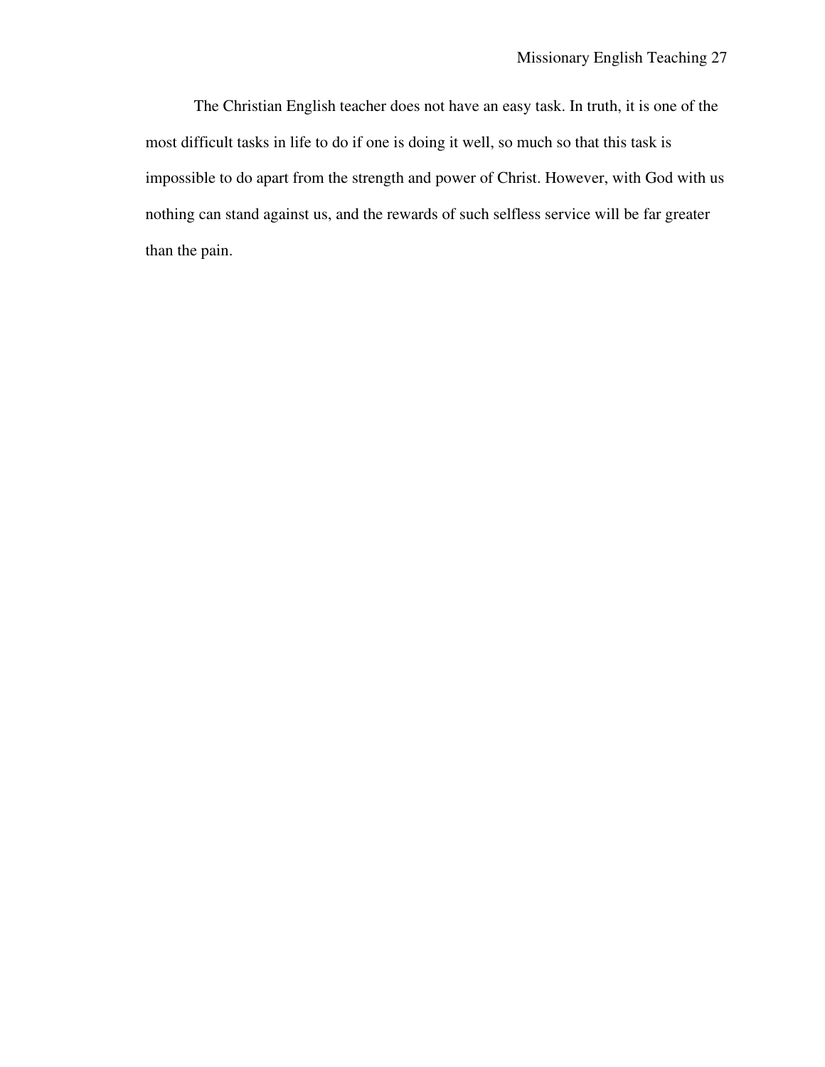The Christian English teacher does not have an easy task. In truth, it is one of the most difficult tasks in life to do if one is doing it well, so much so that this task is impossible to do apart from the strength and power of Christ. However, with God with us nothing can stand against us, and the rewards of such selfless service will be far greater than the pain.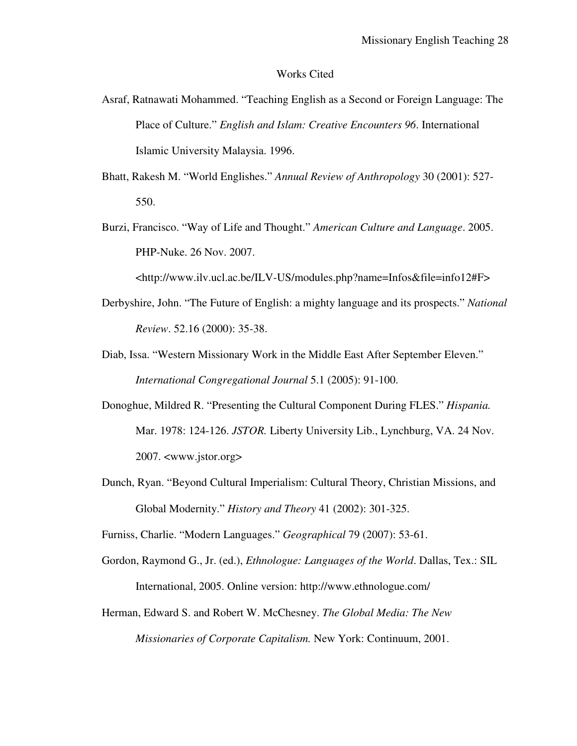# Works Cited

Asraf, Ratnawati Mohammed. "Teaching English as a Second or Foreign Language: The Place of Culture." *English and Islam: Creative Encounters 96*. International Islamic University Malaysia. 1996.

Bhatt, Rakesh M. "World Englishes." *Annual Review of Anthropology* 30 (2001): 527-550.

Burzi, Francisco. "Way of Life and Thought." *American Culture and Language*. 2005. PHP-Nuke. 26 Nov. 2007. <http://www.ilv.ucl.ac.be/ILV-US/modules.php?name=Infos&file=info12#F>

Derbyshire, John. "The Future of English: a mighty language and its prospects." *National Review*. 52.16 (2000): 35-38.

Diab, Issa. "Western Missionary Work in the Middle East After September Eleven." *International Congregational Journal* 5.1 (2005): 91-100.

Donoghue, Mildred R. "Presenting the Cultural Component During FLES." *Hispania.* Mar. 1978: 124-126. *JSTOR.* Liberty University Lib., Lynchburg, VA. 24 Nov. 2007. <www.jstor.org>

Dunch, Ryan. "Beyond Cultural Imperialism: Cultural Theory, Christian Missions, and Global Modernity." *History and Theory* 41 (2002): 301-325.

Furniss, Charlie. "Modern Languages." *Geographical* 79 (2007): 53-61.

Gordon, Raymond G., Jr. (ed.), *Ethnologue: Languages of the World*. Dallas, Tex.: SIL International, 2005. Online version: http://www.ethnologue.com/

Herman, Edward S. and Robert W. McChesney. *The Global Media: The New Missionaries of Corporate Capitalism.* New York: Continuum, 2001.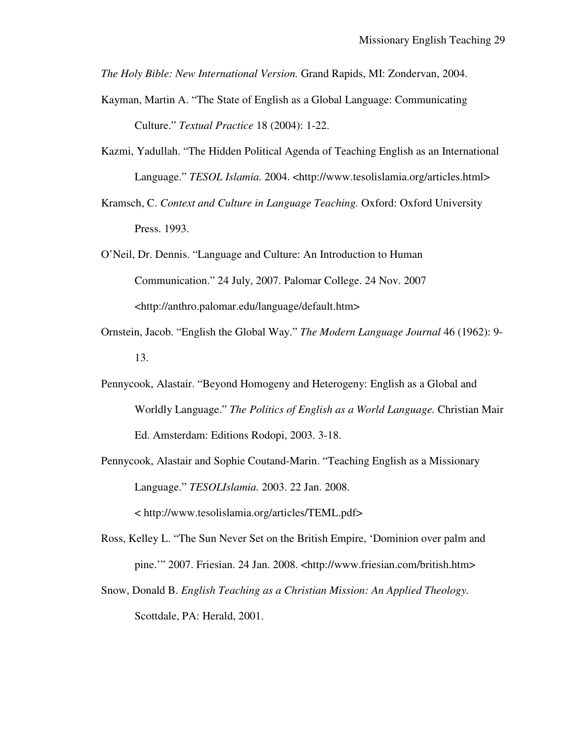*The Holy Bible: New International Version.* Grand Rapids, MI: Zondervan, 2004.

Kayman, Martin A. "The State of English as a Global Language: Communicating Culture." *Textual Practice* 18 (2004): 1-22.

Kazmi, Yadullah. "The Hidden Political Agenda of Teaching English as an International Language." *TESOL Islamia.* 2004. <http://www.tesolislamia.org/articles.html>

Kramsch, C. *Context and Culture in Language Teaching.* Oxford: Oxford University Press. 1993.

O'Neil, Dr. Dennis. "Language and Culture: An Introduction to Human Communication." 24 July, 2007. Palomar College. 24 Nov. 2007 <http://anthro.palomar.edu/language/default.htm>

Ornstein, Jacob. "English the Global Way." *The Modern Language Journal* 46 (1962): 9-13.

Pennycook, Alastair. "Beyond Homogeny and Heterogeny: English as a Global and Worldly Language." *The Politics of English as a World Language.* Christian Mair Ed. Amsterdam: Editions Rodopi, 2003. 3-18.

Pennycook, Alastair and Sophie Coutand-Marin. "Teaching English as a Missionary Language." *TESOLIslamia.* 2003. 22 Jan. 2008. < http://www.tesolislamia.org/articles/TEML.pdf>

Ross, Kelley L. "The Sun Never Set on the British Empire, 'Dominion over palm and pine.'" 2007. Friesian. 24 Jan. 2008. <http://www.friesian.com/british.htm>

Snow, Donald B. *English Teaching as a Christian Mission: An Applied Theology.* Scottdale, PA: Herald, 2001.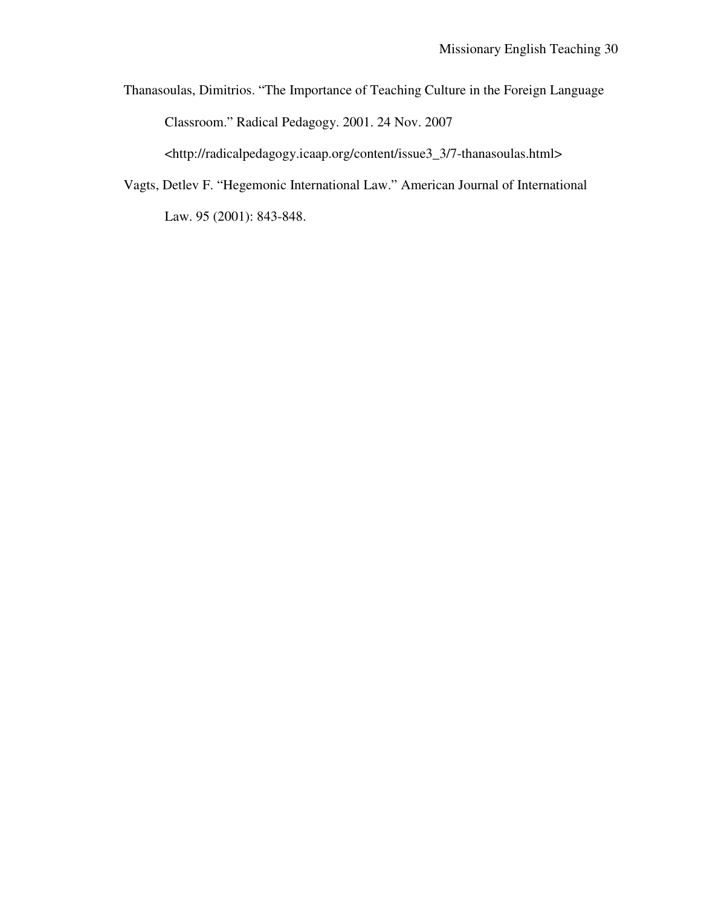Thanasoulas, Dimitrios. "The Importance of Teaching Culture in the Foreign Language Classroom." Radical Pedagogy. 2001. 24 Nov. 2007 <http://radicalpedagogy.icaap.org/content/issue3_3/7-thanasoulas.html>

Vagts, Detlev F. "Hegemonic International Law." American Journal of International Law. 95 (2001): 843-848.